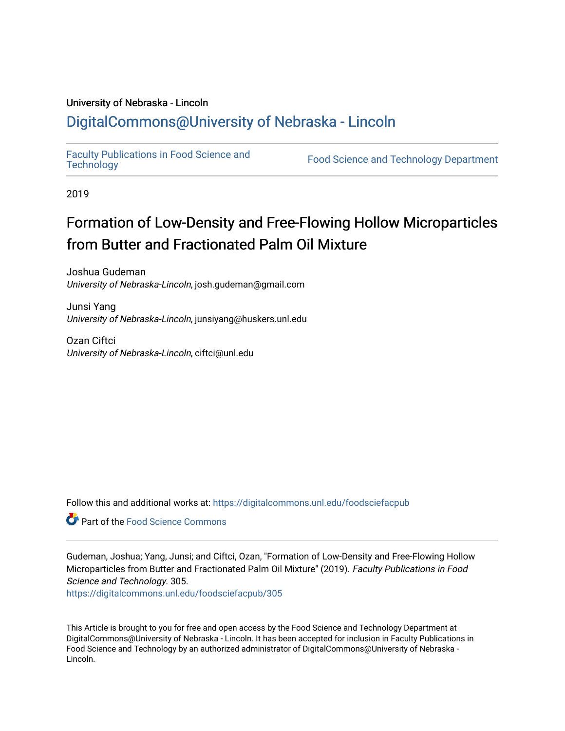University of Nebraska - Lincoln

# DigitalCommons@University of Nebraska - Lincoln

Faculty Publications in Food Science and Technology | Food Science and Technology Department

2019

# Formation of Low-Density and Free-Flowing Hollow Microparticles from Butter and Fractionated Palm Oil Mixture

Joshua Gudeman
*University of Nebraska-Lincoln*, josh.gudeman@gmail.com

Junsi Yang
*University of Nebraska-Lincoln*, junsiyang@huskers.unl.edu

Ozan Ciftci
*University of Nebraska-Lincoln*, ciftci@unl.edu

Follow this and additional works at: https://digitalcommons.unl.edu/foodsciefacpub

Part of the Food Science Commons

Gudeman, Joshua; Yang, Junsi; and Ciftci, Ozan, "Formation of Low-Density and Free-Flowing Hollow Microparticles from Butter and Fractionated Palm Oil Mixture" (2019). *Faculty Publications in Food Science and Technology*. 305.
https://digitalcommons.unl.edu/foodsciefacpub/305

This Article is brought to you for free and open access by the Food Science and Technology Department at DigitalCommons@University of Nebraska - Lincoln. It has been accepted for inclusion in Faculty Publications in Food Science and Technology by an authorized administrator of DigitalCommons@University of Nebraska - Lincoln.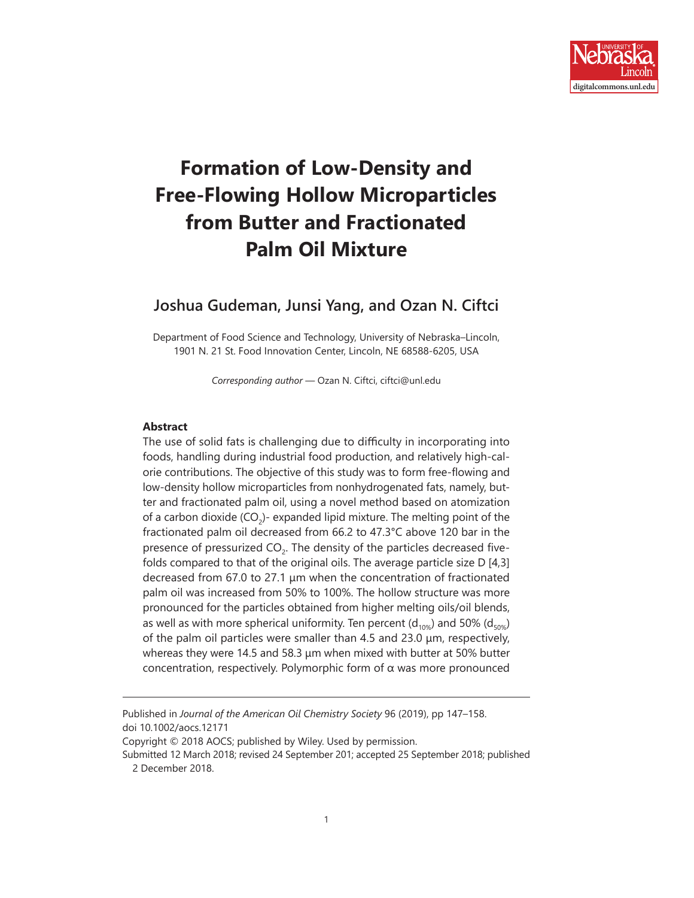# Formation of Low-Density and Free-Flowing Hollow Microparticles from Butter and Fractionated Palm Oil Mixture

## Joshua Gudeman, Junsi Yang, and Ozan N. Ciftci

Department of Food Science and Technology, University of Nebraska–Lincoln, 1901 N. 21 St. Food Innovation Center, Lincoln, NE 68588-6205, USA

*Corresponding author* — Ozan N. Ciftci, ciftci@unl.edu

### Abstract

The use of solid fats is challenging due to difficulty in incorporating into foods, handling during industrial food production, and relatively high-calorie contributions. The objective of this study was to form free-flowing and low-density hollow microparticles from nonhydrogenated fats, namely, butter and fractionated palm oil, using a novel method based on atomization of a carbon dioxide ($CO_2$)- expanded lipid mixture. The melting point of the fractionated palm oil decreased from 66.2 to 47.3°C above 120 bar in the presence of pressurized $CO_2$. The density of the particles decreased five-folds compared to that of the original oils. The average particle size D [4,3] decreased from 67.0 to 27.1 μm when the concentration of fractionated palm oil was increased from 50% to 100%. The hollow structure was more pronounced for the particles obtained from higher melting oils/oil blends, as well as with more spherical uniformity. Ten percent ($d_{10\%}$) and 50% ($d_{50\%}$) of the palm oil particles were smaller than 4.5 and 23.0 μm, respectively, whereas they were 14.5 and 58.3 μm when mixed with butter at 50% butter concentration, respectively. Polymorphic form of α was more pronounced

---

Published in *Journal of the American Oil Chemistry Society* 96 (2019), pp 147–158.
doi 10.1002/aocs.12171

Copyright © 2018 AOCS; published by Wiley. Used by permission.

Submitted 12 March 2018; revised 24 September 201; accepted 25 September 2018; published 2 December 2018.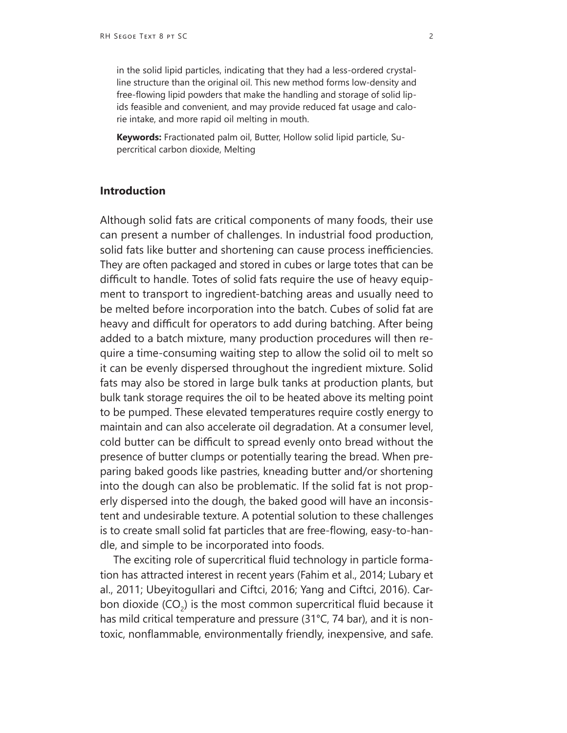in the solid lipid particles, indicating that they had a less-ordered crystalline structure than the original oil. This new method forms low-density and free-flowing lipid powders that make the handling and storage of solid lipids feasible and convenient, and may provide reduced fat usage and calorie intake, and more rapid oil melting in mouth.

**Keywords:** Fractionated palm oil, Butter, Hollow solid lipid particle, Supercritical carbon dioxide, Melting

## Introduction

Although solid fats are critical components of many foods, their use can present a number of challenges. In industrial food production, solid fats like butter and shortening can cause process inefficiencies. They are often packaged and stored in cubes or large totes that can be difficult to handle. Totes of solid fats require the use of heavy equipment to transport to ingredient-batching areas and usually need to be melted before incorporation into the batch. Cubes of solid fat are heavy and difficult for operators to add during batching. After being added to a batch mixture, many production procedures will then require a time-consuming waiting step to allow the solid oil to melt so it can be evenly dispersed throughout the ingredient mixture. Solid fats may also be stored in large bulk tanks at production plants, but bulk tank storage requires the oil to be heated above its melting point to be pumped. These elevated temperatures require costly energy to maintain and can also accelerate oil degradation. At a consumer level, cold butter can be difficult to spread evenly onto bread without the presence of butter clumps or potentially tearing the bread. When preparing baked goods like pastries, kneading butter and/or shortening into the dough can also be problematic. If the solid fat is not properly dispersed into the dough, the baked good will have an inconsistent and undesirable texture. A potential solution to these challenges is to create small solid fat particles that are free-flowing, easy-to-handle, and simple to be incorporated into foods.

The exciting role of supercritical fluid technology in particle formation has attracted interest in recent years (Fahim et al., 2014; Lubary et al., 2011; Ubeyitogullari and Ciftci, 2016; Yang and Ciftci, 2016). Carbon dioxide ($CO_2$) is the most common supercritical fluid because it has mild critical temperature and pressure (31°C, 74 bar), and it is nontoxic, nonflammable, environmentally friendly, inexpensive, and safe.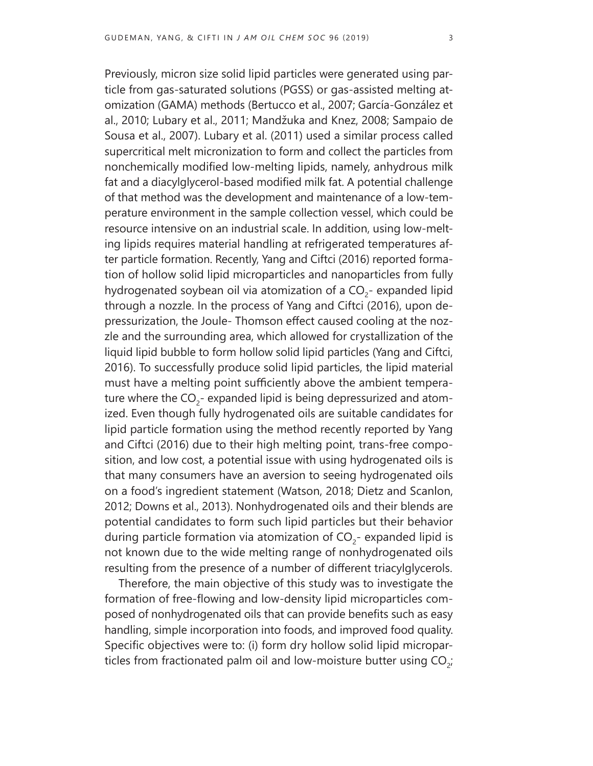Previously, micron size solid lipid particles were generated using particle from gas-saturated solutions (PGSS) or gas-assisted melting atomization (GAMA) methods (Bertucco et al., 2007; García-González et al., 2010; Lubary et al., 2011; Mandžuka and Knez, 2008; Sampaio de Sousa et al., 2007). Lubary et al. (2011) used a similar process called supercritical melt micronization to form and collect the particles from nonchemically modified low-melting lipids, namely, anhydrous milk fat and a diacylglycerol-based modified milk fat. A potential challenge of that method was the development and maintenance of a low-temperature environment in the sample collection vessel, which could be resource intensive on an industrial scale. In addition, using low-melting lipids requires material handling at refrigerated temperatures after particle formation. Recently, Yang and Ciftci (2016) reported formation of hollow solid lipid microparticles and nanoparticles from fully hydrogenated soybean oil via atomization of a $CO_2$- expanded lipid through a nozzle. In the process of Yang and Ciftci (2016), upon depressurization, the Joule- Thomson effect caused cooling at the nozzle and the surrounding area, which allowed for crystallization of the liquid lipid bubble to form hollow solid lipid particles (Yang and Ciftci, 2016). To successfully produce solid lipid particles, the lipid material must have a melting point sufficiently above the ambient temperature where the $CO_2$- expanded lipid is being depressurized and atomized. Even though fully hydrogenated oils are suitable candidates for lipid particle formation using the method recently reported by Yang and Ciftci (2016) due to their high melting point, trans-free composition, and low cost, a potential issue with using hydrogenated oils is that many consumers have an aversion to seeing hydrogenated oils on a food's ingredient statement (Watson, 2018; Dietz and Scanlon, 2012; Downs et al., 2013). Nonhydrogenated oils and their blends are potential candidates to form such lipid particles but their behavior during particle formation via atomization of $CO_2$- expanded lipid is not known due to the wide melting range of nonhydrogenated oils resulting from the presence of a number of different triacylglycerols.

Therefore, the main objective of this study was to investigate the formation of free-flowing and low-density lipid microparticles composed of nonhydrogenated oils that can provide benefits such as easy handling, simple incorporation into foods, and improved food quality. Specific objectives were to: (i) form dry hollow solid lipid microparticles from fractionated palm oil and low-moisture butter using $CO_2$;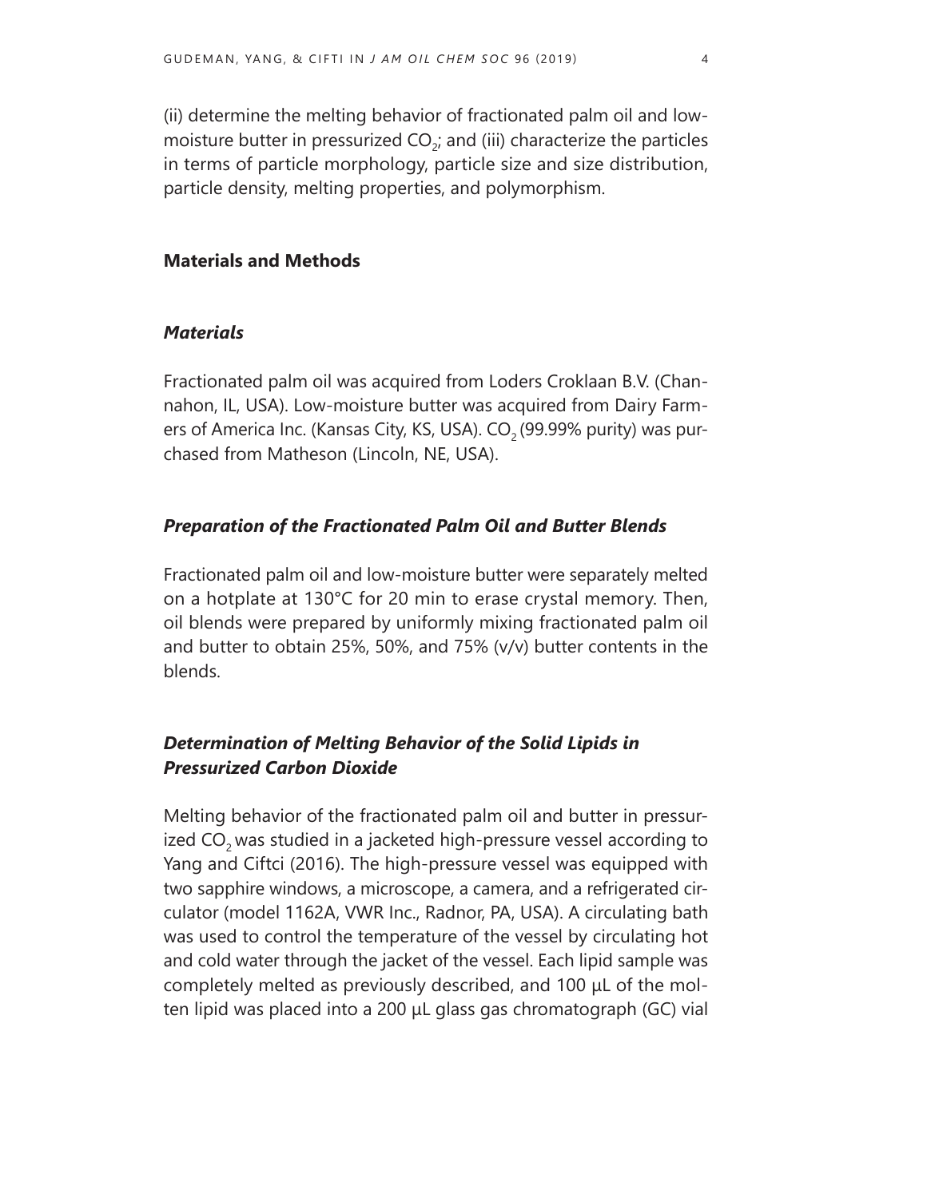(ii) determine the melting behavior of fractionated palm oil and low-moisture butter in pressurized $CO_2$; and (iii) characterize the particles in terms of particle morphology, particle size and size distribution, particle density, melting properties, and polymorphism.

## Materials and Methods

### *Materials*

Fractionated palm oil was acquired from Loders Croklaan B.V. (Channahon, IL, USA). Low-moisture butter was acquired from Dairy Farmers of America Inc. (Kansas City, KS, USA). $CO_2$ (99.99% purity) was purchased from Matheson (Lincoln, NE, USA).

### *Preparation of the Fractionated Palm Oil and Butter Blends*

Fractionated palm oil and low-moisture butter were separately melted on a hotplate at 130°C for 20 min to erase crystal memory. Then, oil blends were prepared by uniformly mixing fractionated palm oil and butter to obtain 25%, 50%, and 75% (v/v) butter contents in the blends.

### *Determination of Melting Behavior of the Solid Lipids in Pressurized Carbon Dioxide*

Melting behavior of the fractionated palm oil and butter in pressurized $CO_2$ was studied in a jacketed high-pressure vessel according to Yang and Ciftci (2016). The high-pressure vessel was equipped with two sapphire windows, a microscope, a camera, and a refrigerated circulator (model 1162A, VWR Inc., Radnor, PA, USA). A circulating bath was used to control the temperature of the vessel by circulating hot and cold water through the jacket of the vessel. Each lipid sample was completely melted as previously described, and 100 µL of the molten lipid was placed into a 200 µL glass gas chromatograph (GC) vial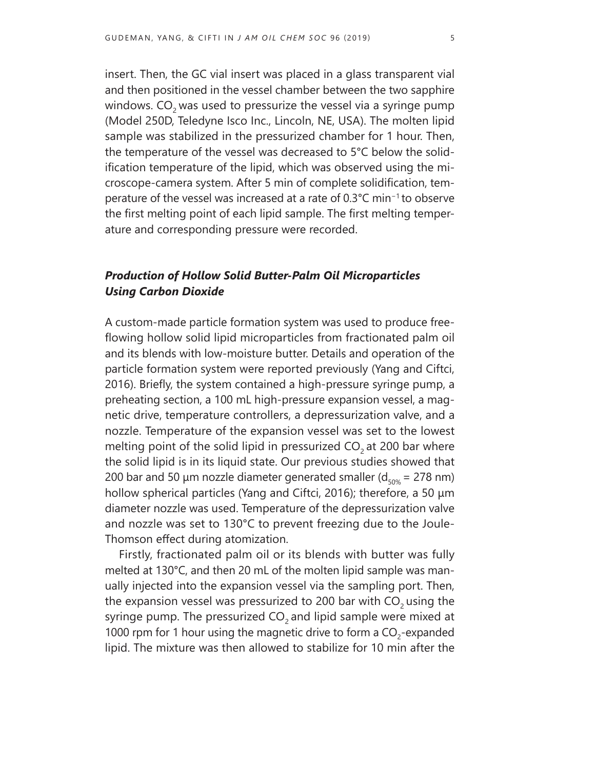insert. Then, the GC vial insert was placed in a glass transparent vial and then positioned in the vessel chamber between the two sapphire windows. $CO_2$ was used to pressurize the vessel via a syringe pump (Model 250D, Teledyne Isco Inc., Lincoln, NE, USA). The molten lipid sample was stabilized in the pressurized chamber for 1 hour. Then, the temperature of the vessel was decreased to 5°C below the solidification temperature of the lipid, which was observed using the microscope-camera system. After 5 min of complete solidification, temperature of the vessel was increased at a rate of 0.3°C $min^{-1}$ to observe the first melting point of each lipid sample. The first melting temperature and corresponding pressure were recorded.

### *Production of Hollow Solid Butter-Palm Oil Microparticles Using Carbon Dioxide*

A custom-made particle formation system was used to produce free-flowing hollow solid lipid microparticles from fractionated palm oil and its blends with low-moisture butter. Details and operation of the particle formation system were reported previously (Yang and Ciftci, 2016). Briefly, the system contained a high-pressure syringe pump, a preheating section, a 100 mL high-pressure expansion vessel, a magnetic drive, temperature controllers, a depressurization valve, and a nozzle. Temperature of the expansion vessel was set to the lowest melting point of the solid lipid in pressurized $CO_2$ at 200 bar where the solid lipid is in its liquid state. Our previous studies showed that 200 bar and 50 µm nozzle diameter generated smaller ($d_{50\%}$ = 278 nm) hollow spherical particles (Yang and Ciftci, 2016); therefore, a 50 µm diameter nozzle was used. Temperature of the depressurization valve and nozzle was set to 130°C to prevent freezing due to the Joule-Thomson effect during atomization.

Firstly, fractionated palm oil or its blends with butter was fully melted at 130°C, and then 20 mL of the molten lipid sample was manually injected into the expansion vessel via the sampling port. Then, the expansion vessel was pressurized to 200 bar with $CO_2$ using the syringe pump. The pressurized $CO_2$ and lipid sample were mixed at 1000 rpm for 1 hour using the magnetic drive to form a $CO_2$-expanded lipid. The mixture was then allowed to stabilize for 10 min after the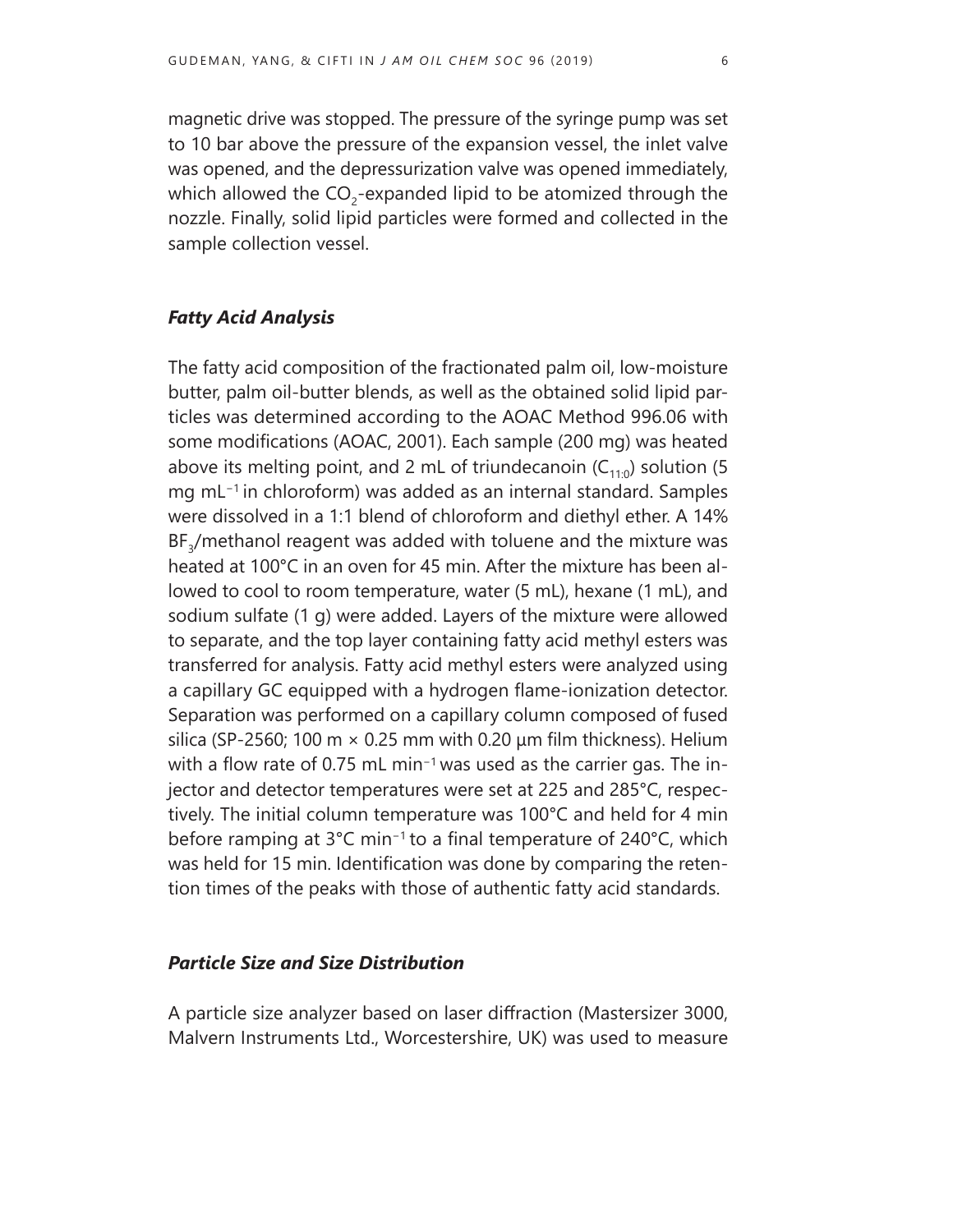magnetic drive was stopped. The pressure of the syringe pump was set to 10 bar above the pressure of the expansion vessel, the inlet valve was opened, and the depressurization valve was opened immediately, which allowed the $CO_2$-expanded lipid to be atomized through the nozzle. Finally, solid lipid particles were formed and collected in the sample collection vessel.

### *Fatty Acid Analysis*

The fatty acid composition of the fractionated palm oil, low-moisture butter, palm oil-butter blends, as well as the obtained solid lipid particles was determined according to the AOAC Method 996.06 with some modifications (AOAC, 2001). Each sample (200 mg) was heated above its melting point, and 2 mL of triundecanoin ($C_{11:0}$) solution (5 mg mL$^{-1}$ in chloroform) was added as an internal standard. Samples were dissolved in a 1:1 blend of chloroform and diethyl ether. A 14% $BF_3$/methanol reagent was added with toluene and the mixture was heated at 100°C in an oven for 45 min. After the mixture has been allowed to cool to room temperature, water (5 mL), hexane (1 mL), and sodium sulfate (1 g) were added. Layers of the mixture were allowed to separate, and the top layer containing fatty acid methyl esters was transferred for analysis. Fatty acid methyl esters were analyzed using a capillary GC equipped with a hydrogen flame-ionization detector. Separation was performed on a capillary column composed of fused silica (SP-2560; 100 m × 0.25 mm with 0.20 μm film thickness). Helium with a flow rate of 0.75 mL min$^{-1}$ was used as the carrier gas. The injector and detector temperatures were set at 225 and 285°C, respectively. The initial column temperature was 100°C and held for 4 min before ramping at 3°C min$^{-1}$ to a final temperature of 240°C, which was held for 15 min. Identification was done by comparing the retention times of the peaks with those of authentic fatty acid standards.

### *Particle Size and Size Distribution*

A particle size analyzer based on laser diffraction (Mastersizer 3000, Malvern Instruments Ltd., Worcestershire, UK) was used to measure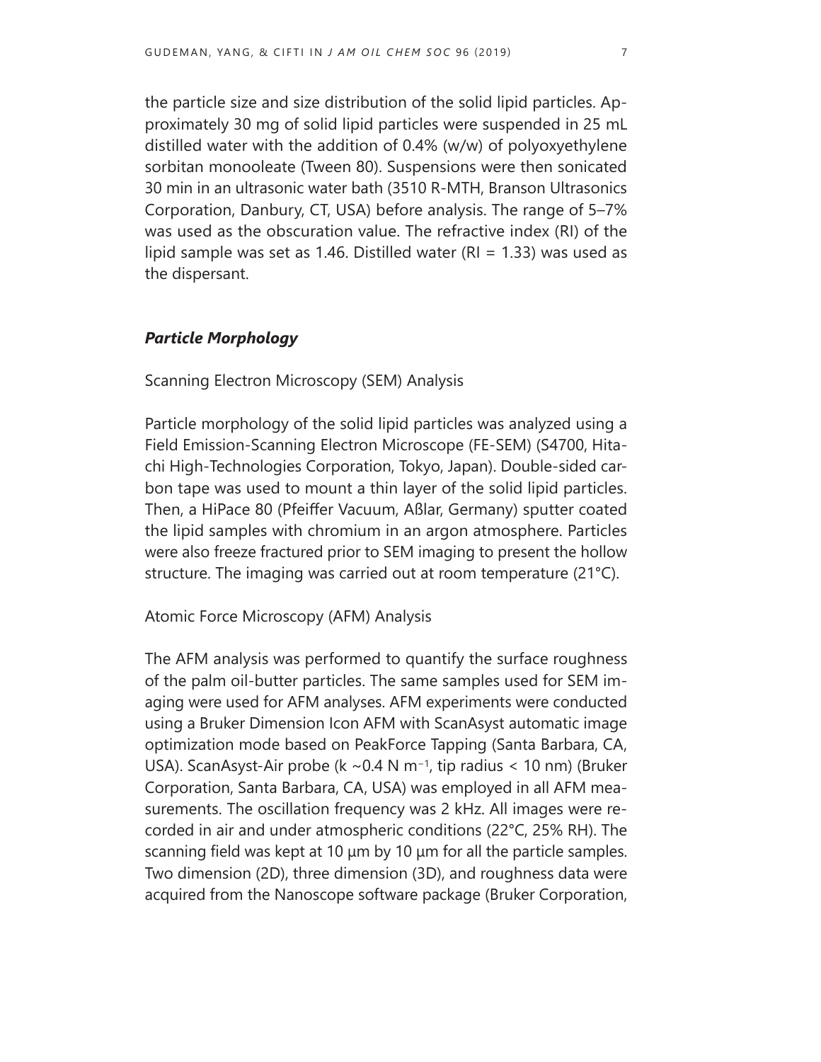the particle size and size distribution of the solid lipid particles. Approximately 30 mg of solid lipid particles were suspended in 25 mL distilled water with the addition of 0.4% (w/w) of polyoxyethylene sorbitan monooleate (Tween 80). Suspensions were then sonicated 30 min in an ultrasonic water bath (3510 R-MTH, Branson Ultrasonics Corporation, Danbury, CT, USA) before analysis. The range of 5–7% was used as the obscuration value. The refractive index (RI) of the lipid sample was set as 1.46. Distilled water (RI = 1.33) was used as the dispersant.

### *Particle Morphology*

#### Scanning Electron Microscopy (SEM) Analysis

Particle morphology of the solid lipid particles was analyzed using a Field Emission-Scanning Electron Microscope (FE-SEM) (S4700, Hitachi High-Technologies Corporation, Tokyo, Japan). Double-sided carbon tape was used to mount a thin layer of the solid lipid particles. Then, a HiPace 80 (Pfeiffer Vacuum, Aßlar, Germany) sputter coated the lipid samples with chromium in an argon atmosphere. Particles were also freeze fractured prior to SEM imaging to present the hollow structure. The imaging was carried out at room temperature (21°C).

#### Atomic Force Microscopy (AFM) Analysis

The AFM analysis was performed to quantify the surface roughness of the palm oil-butter particles. The same samples used for SEM imaging were used for AFM analyses. AFM experiments were conducted using a Bruker Dimension Icon AFM with ScanAsyst automatic image optimization mode based on PeakForce Tapping (Santa Barbara, CA, USA). ScanAsyst-Air probe (k ~0.4 N $m^{-1}$, tip radius < 10 nm) (Bruker Corporation, Santa Barbara, CA, USA) was employed in all AFM measurements. The oscillation frequency was 2 kHz. All images were recorded in air and under atmospheric conditions (22°C, 25% RH). The scanning field was kept at 10 µm by 10 µm for all the particle samples. Two dimension (2D), three dimension (3D), and roughness data were acquired from the Nanoscope software package (Bruker Corporation,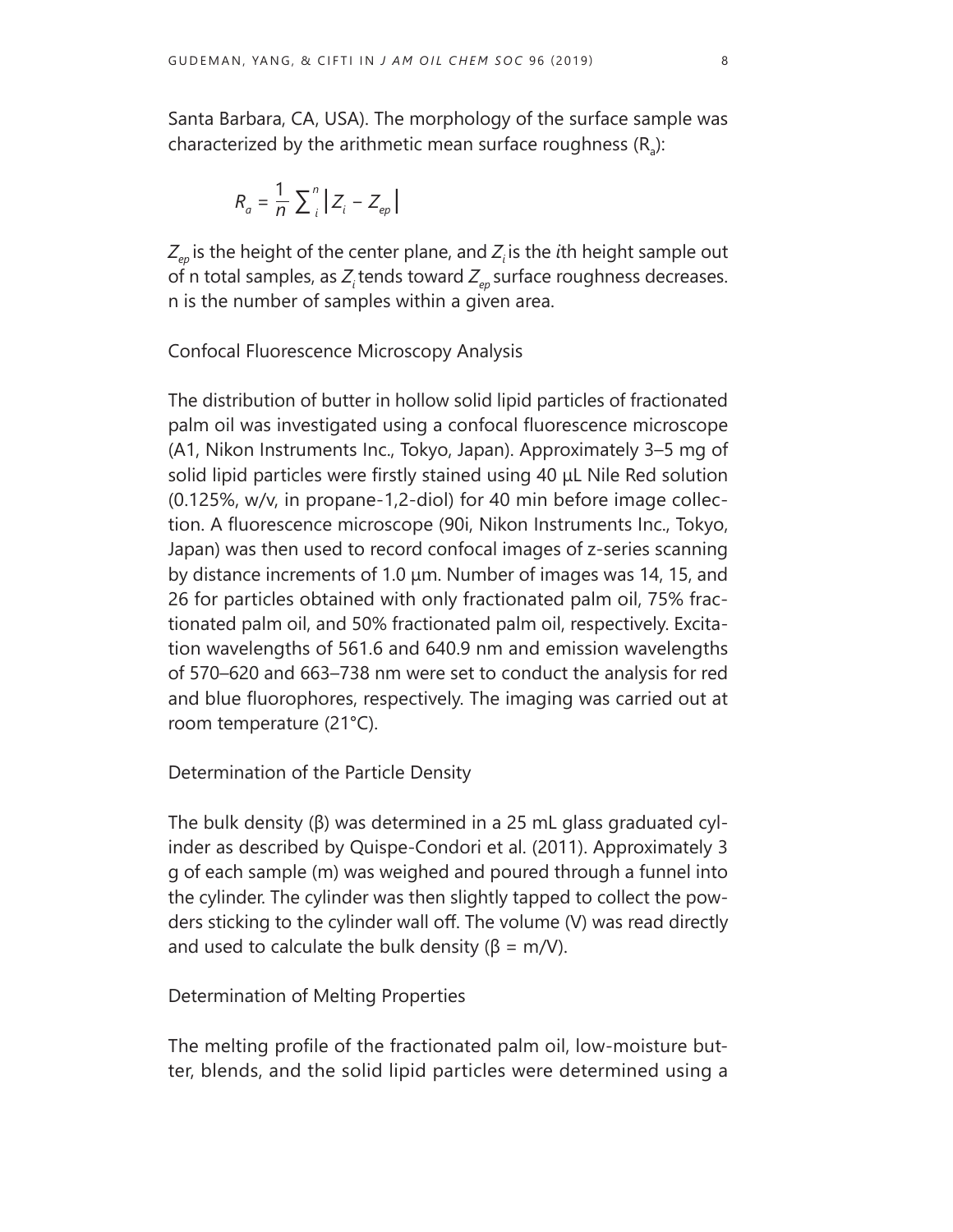Santa Barbara, CA, USA). The morphology of the surface sample was characterized by the arithmetic mean surface roughness ($R_a$):

$$R_a = \frac{1}{n} \sum_{i}^{n} \left| Z_i - Z_{ep} \right|$$

$Z_{ep}$ is the height of the center plane, and $Z_i$ is the *i*th height sample out of n total samples, as $Z_i$ tends toward $Z_{ep}$ surface roughness decreases. n is the number of samples within a given area.

### Confocal Fluorescence Microscopy Analysis

The distribution of butter in hollow solid lipid particles of fractionated palm oil was investigated using a confocal fluorescence microscope (A1, Nikon Instruments Inc., Tokyo, Japan). Approximately 3–5 mg of solid lipid particles were firstly stained using 40 μL Nile Red solution (0.125%, w/v, in propane-1,2-diol) for 40 min before image collection. A fluorescence microscope (90i, Nikon Instruments Inc., Tokyo, Japan) was then used to record confocal images of z-series scanning by distance increments of 1.0 μm. Number of images was 14, 15, and 26 for particles obtained with only fractionated palm oil, 75% fractionated palm oil, and 50% fractionated palm oil, respectively. Excitation wavelengths of 561.6 and 640.9 nm and emission wavelengths of 570–620 and 663–738 nm were set to conduct the analysis for red and blue fluorophores, respectively. The imaging was carried out at room temperature (21°C).

### Determination of the Particle Density

The bulk density (β) was determined in a 25 mL glass graduated cylinder as described by Quispe-Condori et al. (2011). Approximately 3 g of each sample (m) was weighed and poured through a funnel into the cylinder. The cylinder was then slightly tapped to collect the powders sticking to the cylinder wall off. The volume (V) was read directly and used to calculate the bulk density ($\beta = m/V$).

### Determination of Melting Properties

The melting profile of the fractionated palm oil, low-moisture butter, blends, and the solid lipid particles were determined using a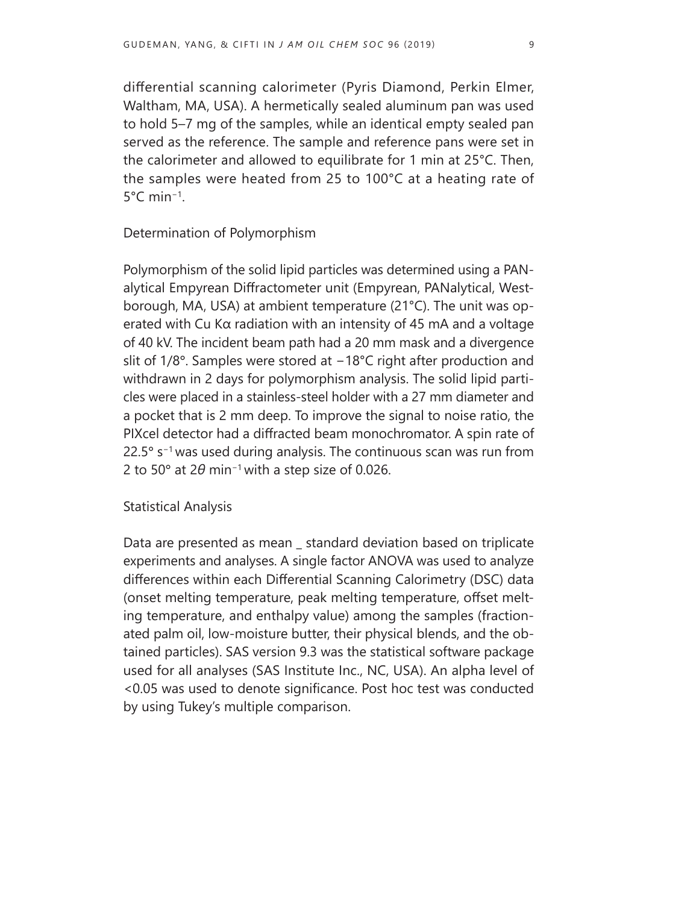differential scanning calorimeter (Pyris Diamond, Perkin Elmer, Waltham, MA, USA). A hermetically sealed aluminum pan was used to hold 5–7 mg of the samples, while an identical empty sealed pan served as the reference. The sample and reference pans were set in the calorimeter and allowed to equilibrate for 1 min at 25°C. Then, the samples were heated from 25 to 100°C at a heating rate of 5°C $min^{-1}$.

## Determination of Polymorphism

Polymorphism of the solid lipid particles was determined using a PANalytical Empyrean Diffractometer unit (Empyrean, PANalytical, Westborough, MA, USA) at ambient temperature (21°C). The unit was operated with Cu Kα radiation with an intensity of 45 mA and a voltage of 40 kV. The incident beam path had a 20 mm mask and a divergence slit of 1/8°. Samples were stored at −18°C right after production and withdrawn in 2 days for polymorphism analysis. The solid lipid particles were placed in a stainless-steel holder with a 27 mm diameter and a pocket that is 2 mm deep. To improve the signal to noise ratio, the PIXcel detector had a diffracted beam monochromator. A spin rate of 22.5° $s^{-1}$ was used during analysis. The continuous scan was run from 2 to 50° at $2\theta$ $min^{-1}$ with a step size of 0.026.

## Statistical Analysis

Data are presented as mean _ standard deviation based on triplicate experiments and analyses. A single factor ANOVA was used to analyze differences within each Differential Scanning Calorimetry (DSC) data (onset melting temperature, peak melting temperature, offset melting temperature, and enthalpy value) among the samples (fractionated palm oil, low-moisture butter, their physical blends, and the obtained particles). SAS version 9.3 was the statistical software package used for all analyses (SAS Institute Inc., NC, USA). An alpha level of <0.05 was used to denote significance. Post hoc test was conducted by using Tukey's multiple comparison.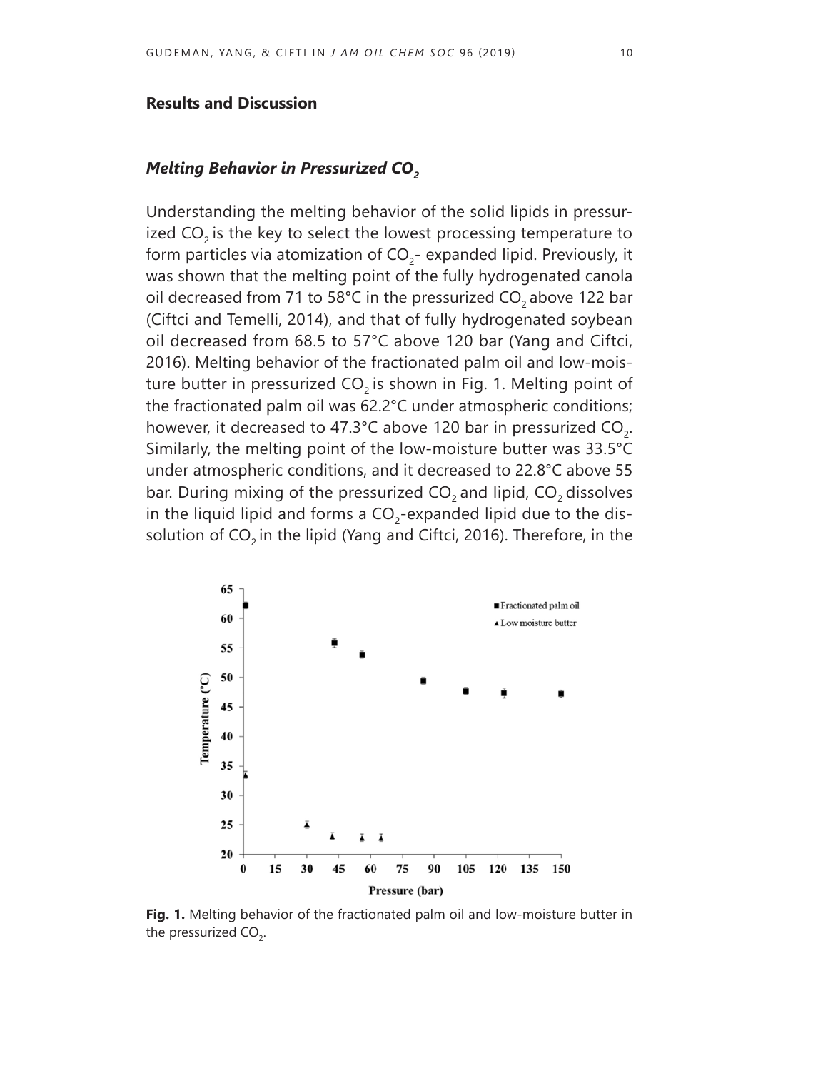## Results and Discussion

### *Melting Behavior in Pressurized $CO_2$*

Understanding the melting behavior of the solid lipids in pressurized $CO_2$ is the key to select the lowest processing temperature to form particles via atomization of $CO_2$- expanded lipid. Previously, it was shown that the melting point of the fully hydrogenated canola oil decreased from 71 to 58°C in the pressurized $CO_2$ above 122 bar (Ciftci and Temelli, 2014), and that of fully hydrogenated soybean oil decreased from 68.5 to 57°C above 120 bar (Yang and Ciftci, 2016). Melting behavior of the fractionated palm oil and low-moisture butter in pressurized $CO_2$ is shown in Fig. 1. Melting point of the fractionated palm oil was 62.2°C under atmospheric conditions; however, it decreased to 47.3°C above 120 bar in pressurized $CO_2$. Similarly, the melting point of the low-moisture butter was 33.5°C under atmospheric conditions, and it decreased to 22.8°C above 55 bar. During mixing of the pressurized $CO_2$ and lipid, $CO_2$ dissolves in the liquid lipid and forms a $CO_2$-expanded lipid due to the dissolution of $CO_2$ in the lipid (Yang and Ciftci, 2016). Therefore, in the

**Fig. 1.** Melting behavior of the fractionated palm oil and low-moisture butter in the pressurized $CO_2$.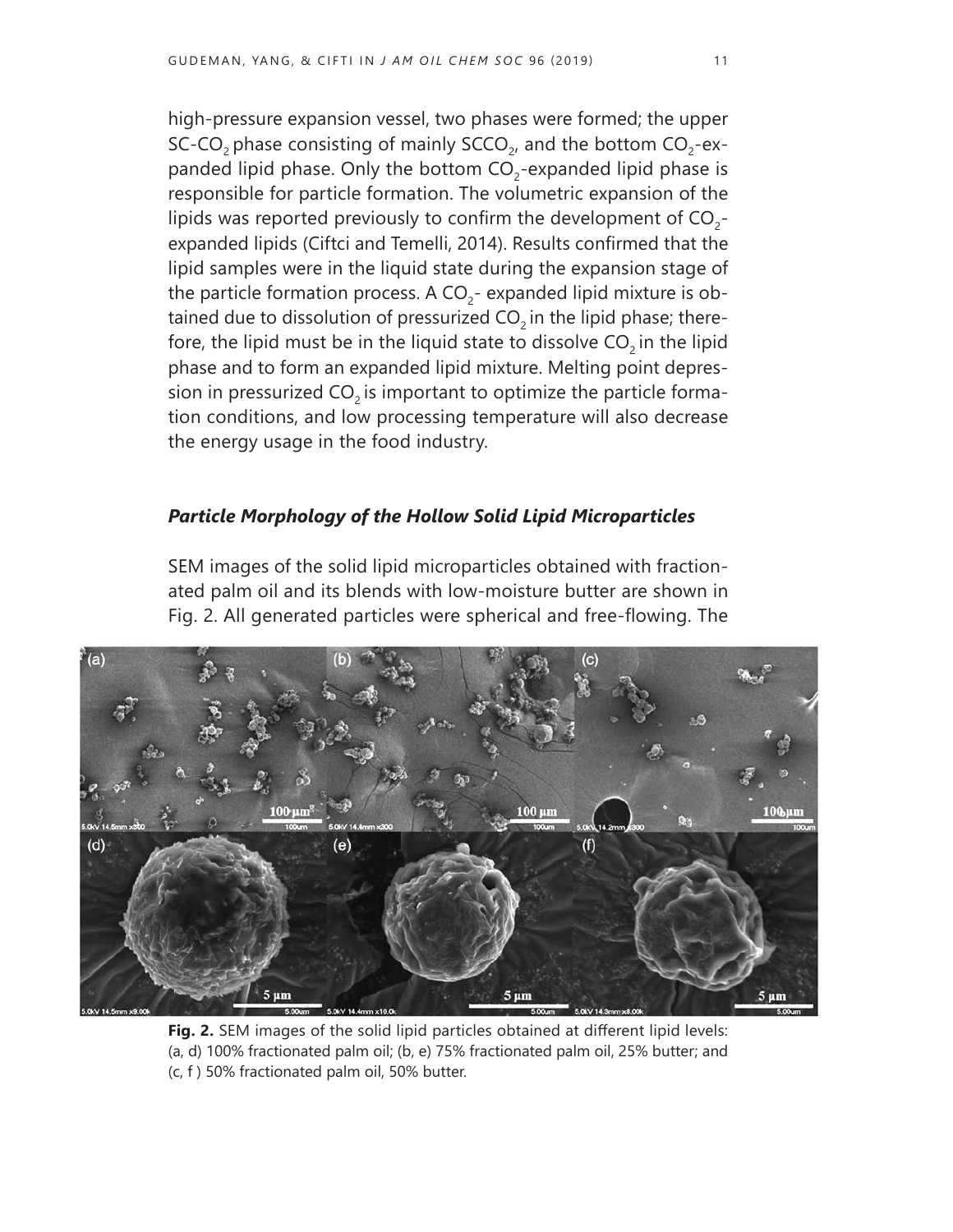high-pressure expansion vessel, two phases were formed; the upper SC-$CO_2$ phase consisting of mainly $SCCO_2$, and the bottom $CO_2$-expanded lipid phase. Only the bottom $CO_2$-expanded lipid phase is responsible for particle formation. The volumetric expansion of the lipids was reported previously to confirm the development of $CO_2$-expanded lipids (Ciftci and Temelli, 2014). Results confirmed that the lipid samples were in the liquid state during the expansion stage of the particle formation process. A $CO_2$- expanded lipid mixture is obtained due to dissolution of pressurized $CO_2$ in the lipid phase; therefore, the lipid must be in the liquid state to dissolve $CO_2$ in the lipid phase and to form an expanded lipid mixture. Melting point depression in pressurized $CO_2$ is important to optimize the particle formation conditions, and low processing temperature will also decrease the energy usage in the food industry.

### *Particle Morphology of the Hollow Solid Lipid Microparticles*

SEM images of the solid lipid microparticles obtained with fractionated palm oil and its blends with low-moisture butter are shown in Fig. 2. All generated particles were spherical and free-flowing. The

**Fig. 2.** SEM images of the solid lipid particles obtained at different lipid levels: (a, d) 100% fractionated palm oil; (b, e) 75% fractionated palm oil, 25% butter; and (c, f ) 50% fractionated palm oil, 50% butter.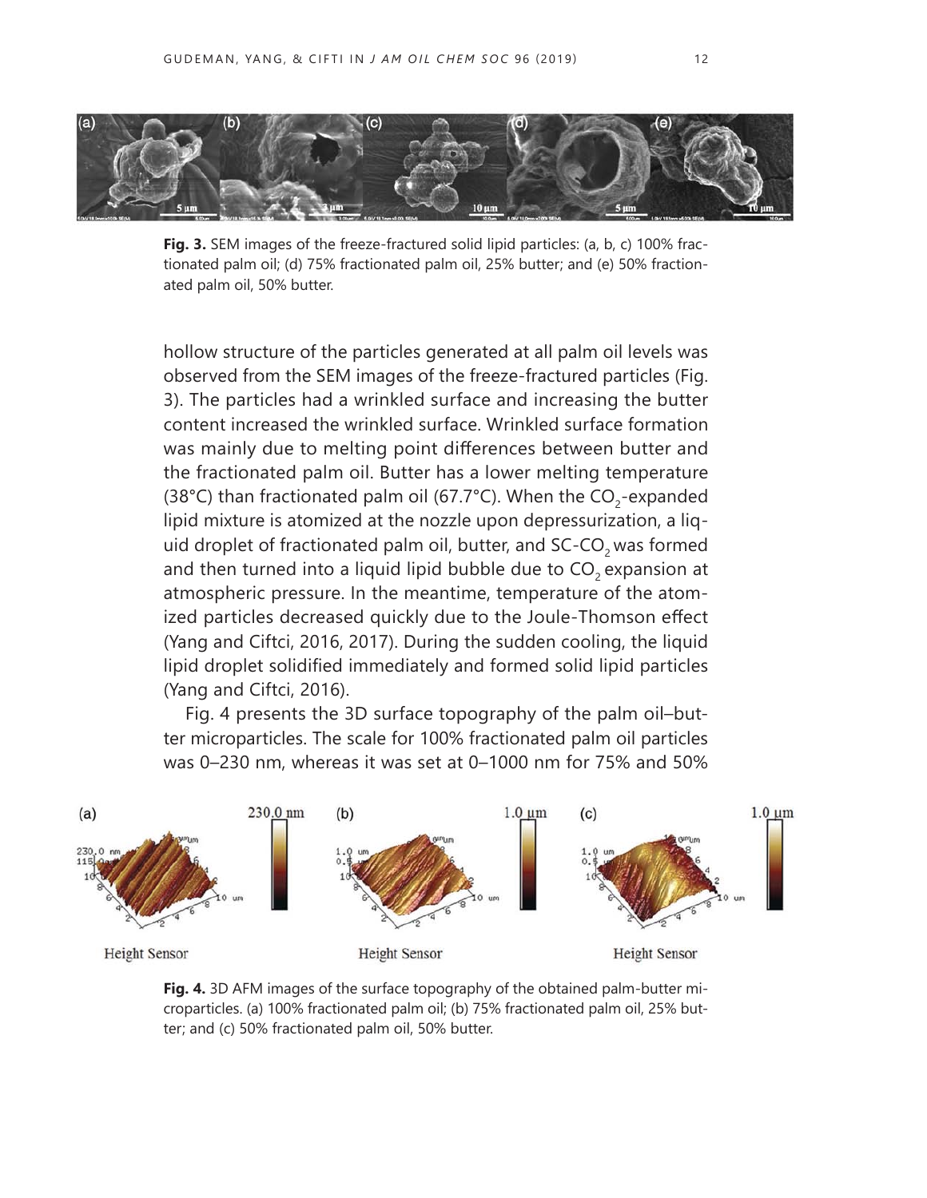**Fig. 3.** SEM images of the freeze-fractured solid lipid particles: (a, b, c) 100% fractionated palm oil; (d) 75% fractionated palm oil, 25% butter; and (e) 50% fractionated palm oil, 50% butter.

hollow structure of the particles generated at all palm oil levels was observed from the SEM images of the freeze-fractured particles (Fig. 3). The particles had a wrinkled surface and increasing the butter content increased the wrinkled surface. Wrinkled surface formation was mainly due to melting point differences between butter and the fractionated palm oil. Butter has a lower melting temperature (38°C) than fractionated palm oil (67.7°C). When the $CO_2$-expanded lipid mixture is atomized at the nozzle upon depressurization, a liquid droplet of fractionated palm oil, butter, and SC-$CO_2$ was formed and then turned into a liquid lipid bubble due to $CO_2$ expansion at atmospheric pressure. In the meantime, temperature of the atomized particles decreased quickly due to the Joule-Thomson effect (Yang and Ciftci, 2016, 2017). During the sudden cooling, the liquid lipid droplet solidified immediately and formed solid lipid particles (Yang and Ciftci, 2016).

Fig. 4 presents the 3D surface topography of the palm oil–butter microparticles. The scale for 100% fractionated palm oil particles was 0–230 nm, whereas it was set at 0–1000 nm for 75% and 50%

**Fig. 4.** 3D AFM images of the surface topography of the obtained palm-butter microparticles. (a) 100% fractionated palm oil; (b) 75% fractionated palm oil, 25% butter; and (c) 50% fractionated palm oil, 50% butter.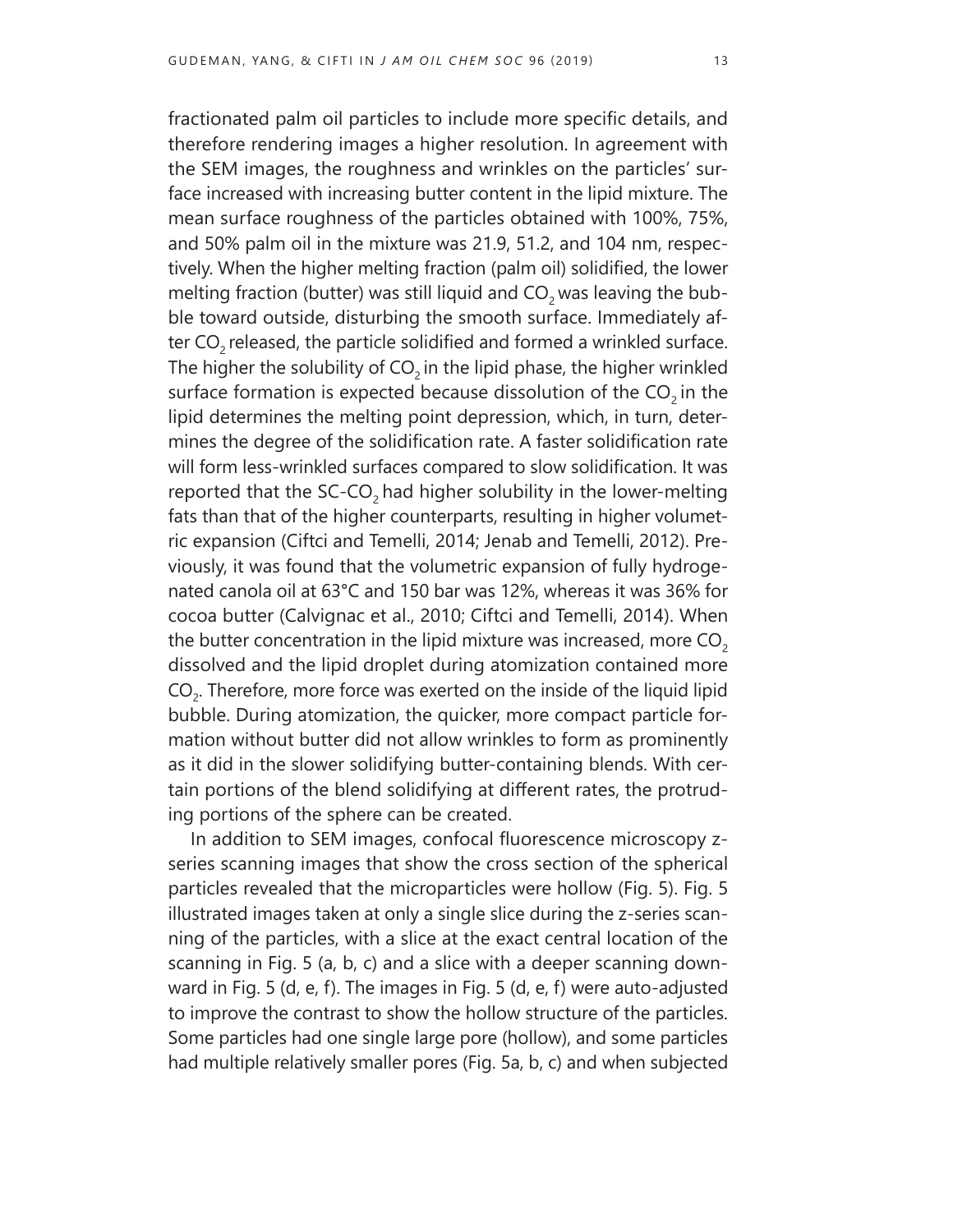fractionated palm oil particles to include more specific details, and therefore rendering images a higher resolution. In agreement with the SEM images, the roughness and wrinkles on the particles' surface increased with increasing butter content in the lipid mixture. The mean surface roughness of the particles obtained with 100%, 75%, and 50% palm oil in the mixture was 21.9, 51.2, and 104 nm, respectively. When the higher melting fraction (palm oil) solidified, the lower melting fraction (butter) was still liquid and $CO_2$ was leaving the bubble toward outside, disturbing the smooth surface. Immediately after $CO_2$ released, the particle solidified and formed a wrinkled surface. The higher the solubility of $CO_2$ in the lipid phase, the higher wrinkled surface formation is expected because dissolution of the $CO_2$ in the lipid determines the melting point depression, which, in turn, determines the degree of the solidification rate. A faster solidification rate will form less-wrinkled surfaces compared to slow solidification. It was reported that the SC-$CO_2$ had higher solubility in the lower-melting fats than that of the higher counterparts, resulting in higher volumetric expansion (Ciftci and Temelli, 2014; Jenab and Temelli, 2012). Previously, it was found that the volumetric expansion of fully hydrogenated canola oil at 63°C and 150 bar was 12%, whereas it was 36% for cocoa butter (Calvignac et al., 2010; Ciftci and Temelli, 2014). When the butter concentration in the lipid mixture was increased, more $CO_2$ dissolved and the lipid droplet during atomization contained more $CO_2$. Therefore, more force was exerted on the inside of the liquid lipid bubble. During atomization, the quicker, more compact particle formation without butter did not allow wrinkles to form as prominently as it did in the slower solidifying butter-containing blends. With certain portions of the blend solidifying at different rates, the protruding portions of the sphere can be created.

In addition to SEM images, confocal fluorescence microscopy z-series scanning images that show the cross section of the spherical particles revealed that the microparticles were hollow (Fig. 5). Fig. 5 illustrated images taken at only a single slice during the z-series scanning of the particles, with a slice at the exact central location of the scanning in Fig. 5 (a, b, c) and a slice with a deeper scanning downward in Fig. 5 (d, e, f). The images in Fig. 5 (d, e, f) were auto-adjusted to improve the contrast to show the hollow structure of the particles. Some particles had one single large pore (hollow), and some particles had multiple relatively smaller pores (Fig. 5a, b, c) and when subjected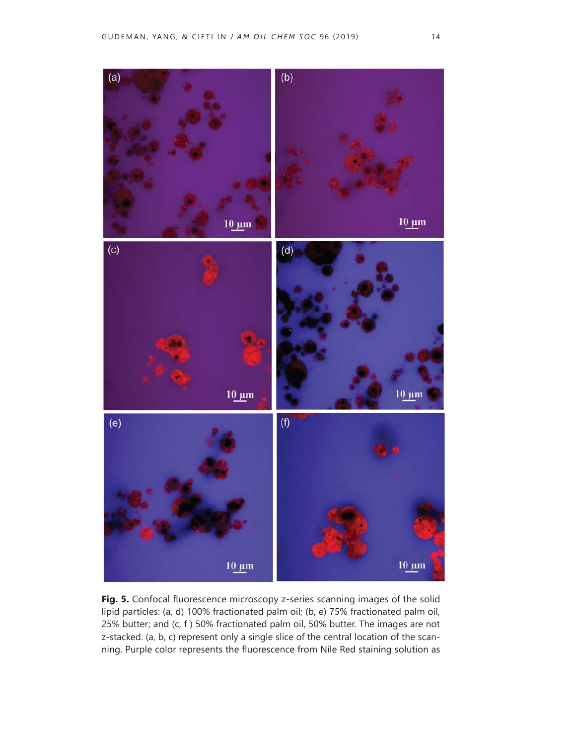**Fig. 5.** Confocal fluorescence microscopy z-series scanning images of the solid lipid particles: (a, d) 100% fractionated palm oil; (b, e) 75% fractionated palm oil, 25% butter; and (c, f ) 50% fractionated palm oil, 50% butter. The images are not z-stacked. (a, b, c) represent only a single slice of the central location of the scanning. Purple color represents the fluorescence from Nile Red staining solution as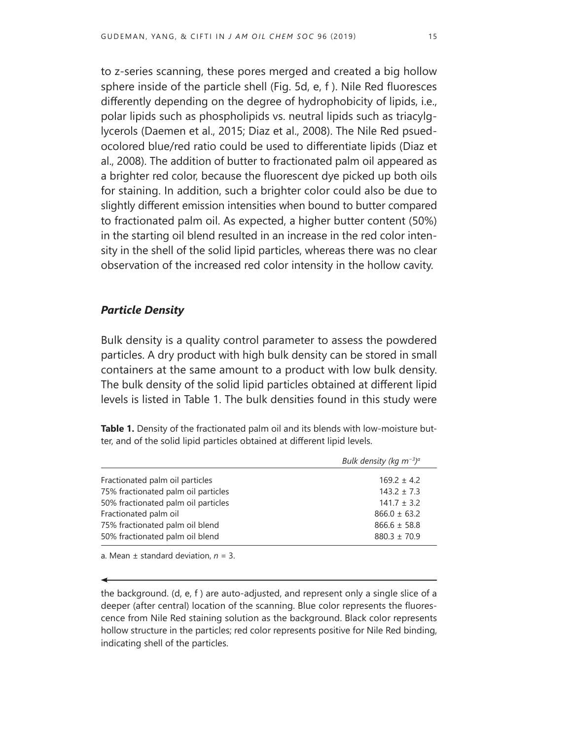to z-series scanning, these pores merged and created a big hollow sphere inside of the particle shell (Fig. 5d, e, f ). Nile Red fluoresces differently depending on the degree of hydrophobicity of lipids, i.e., polar lipids such as phospholipids vs. neutral lipids such as triacylglycerols (Daemen et al., 2015; Diaz et al., 2008). The Nile Red psuedocolored blue/red ratio could be used to differentiate lipids (Diaz et al., 2008). The addition of butter to fractionated palm oil appeared as a brighter red color, because the fluorescent dye picked up both oils for staining. In addition, such a brighter color could also be due to slightly different emission intensities when bound to butter compared to fractionated palm oil. As expected, a higher butter content (50%) in the starting oil blend resulted in an increase in the red color intensity in the shell of the solid lipid particles, whereas there was no clear observation of the increased red color intensity in the hollow cavity.

### *Particle Density*

Bulk density is a quality control parameter to assess the powdered particles. A dry product with high bulk density can be stored in small containers at the same amount to a product with low bulk density. The bulk density of the solid lipid particles obtained at different lipid levels is listed in Table 1. The bulk densities found in this study were

**Table 1.** Density of the fractionated palm oil and its blends with low-moisture butter, and of the solid lipid particles obtained at different lipid levels.

| | *Bulk density (kg m$^{-3}$)*[a] |
|---|---|
| Fractionated palm oil particles | 169.2 ± 4.2 |
| 75% fractionated palm oil particles | 143.2 ± 7.3 |
| 50% fractionated palm oil particles | 141.7 ± 3.2 |
| Fractionated palm oil | 866.0 ± 63.2 |
| 75% fractionated palm oil blend | 866.6 ± 58.8 |
| 50% fractionated palm oil blend | 880.3 ± 70.9 |

a. Mean ± standard deviation, $n$ = 3.

the background. (d, e, f ) are auto-adjusted, and represent only a single slice of a deeper (after central) location of the scanning. Blue color represents the fluorescence from Nile Red staining solution as the background. Black color represents hollow structure in the particles; red color represents positive for Nile Red binding, indicating shell of the particles.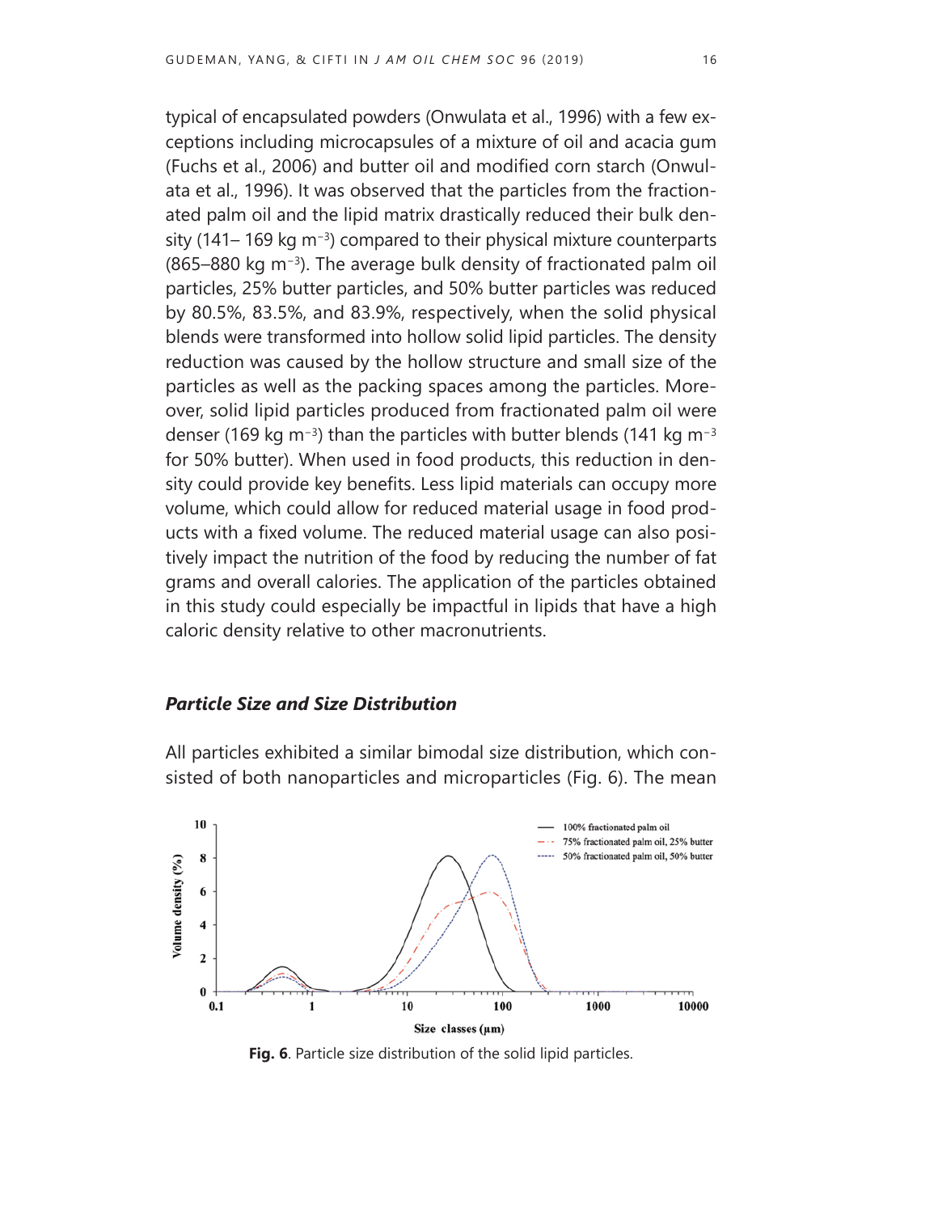typical of encapsulated powders (Onwulata et al., 1996) with a few exceptions including microcapsules of a mixture of oil and acacia gum (Fuchs et al., 2006) and butter oil and modified corn starch (Onwulata et al., 1996). It was observed that the particles from the fractionated palm oil and the lipid matrix drastically reduced their bulk density (141– 169 kg $m^{-3}$) compared to their physical mixture counterparts (865–880 kg $m^{-3}$). The average bulk density of fractionated palm oil particles, 25% butter particles, and 50% butter particles was reduced by 80.5%, 83.5%, and 83.9%, respectively, when the solid physical blends were transformed into hollow solid lipid particles. The density reduction was caused by the hollow structure and small size of the particles as well as the packing spaces among the particles. Moreover, solid lipid particles produced from fractionated palm oil were denser (169 kg $m^{-3}$) than the particles with butter blends (141 kg $m^{-3}$ for 50% butter). When used in food products, this reduction in density could provide key benefits. Less lipid materials can occupy more volume, which could allow for reduced material usage in food products with a fixed volume. The reduced material usage can also positively impact the nutrition of the food by reducing the number of fat grams and overall calories. The application of the particles obtained in this study could especially be impactful in lipids that have a high caloric density relative to other macronutrients.

### *Particle Size and Size Distribution*

All particles exhibited a similar bimodal size distribution, which consisted of both nanoparticles and microparticles (Fig. 6). The mean

**Fig. 6**. Particle size distribution of the solid lipid particles.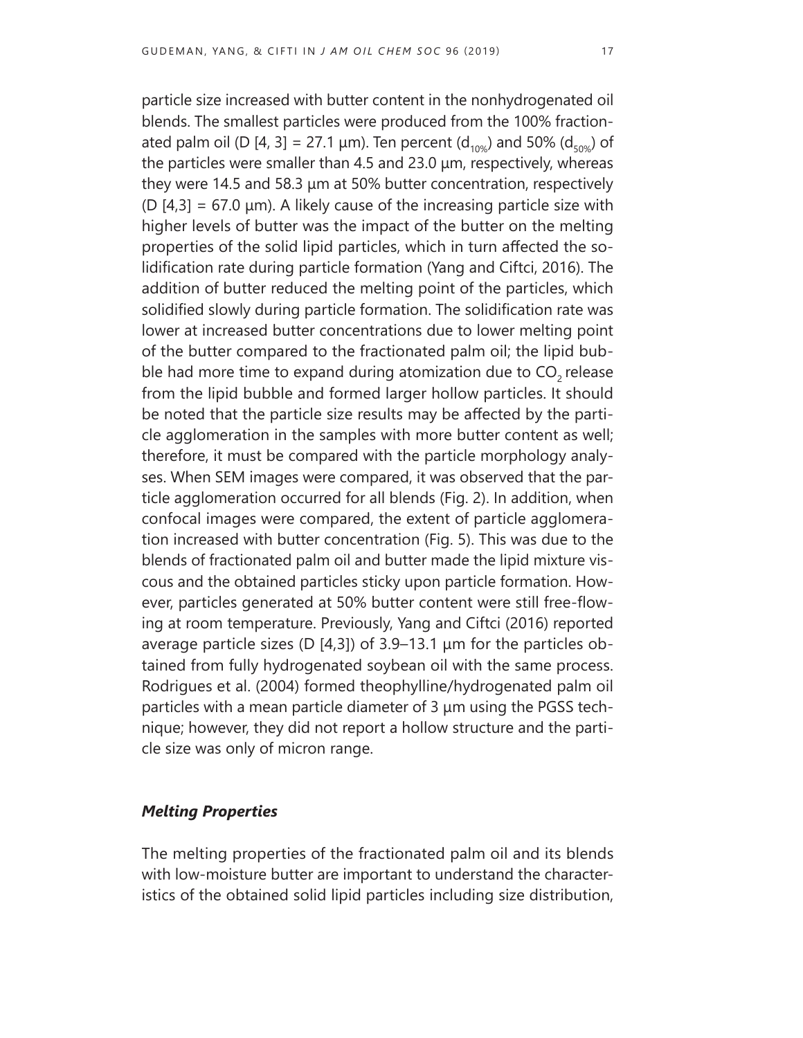particle size increased with butter content in the nonhydrogenated oil blends. The smallest particles were produced from the 100% fractionated palm oil (D [4, 3] = 27.1 µm). Ten percent ($d_{10\%}$) and 50% ($d_{50\%}$) of the particles were smaller than 4.5 and 23.0 µm, respectively, whereas they were 14.5 and 58.3 µm at 50% butter concentration, respectively (D [4,3] = 67.0 µm). A likely cause of the increasing particle size with higher levels of butter was the impact of the butter on the melting properties of the solid lipid particles, which in turn affected the solidification rate during particle formation (Yang and Ciftci, 2016). The addition of butter reduced the melting point of the particles, which solidified slowly during particle formation. The solidification rate was lower at increased butter concentrations due to lower melting point of the butter compared to the fractionated palm oil; the lipid bubble had more time to expand during atomization due to $CO_2$ release from the lipid bubble and formed larger hollow particles. It should be noted that the particle size results may be affected by the particle agglomeration in the samples with more butter content as well; therefore, it must be compared with the particle morphology analyses. When SEM images were compared, it was observed that the particle agglomeration occurred for all blends (Fig. 2). In addition, when confocal images were compared, the extent of particle agglomeration increased with butter concentration (Fig. 5). This was due to the blends of fractionated palm oil and butter made the lipid mixture viscous and the obtained particles sticky upon particle formation. However, particles generated at 50% butter content were still free-flowing at room temperature. Previously, Yang and Ciftci (2016) reported average particle sizes (D [4,3]) of 3.9–13.1 µm for the particles obtained from fully hydrogenated soybean oil with the same process. Rodrigues et al. (2004) formed theophylline/hydrogenated palm oil particles with a mean particle diameter of 3 µm using the PGSS technique; however, they did not report a hollow structure and the particle size was only of micron range.

### *Melting Properties*

The melting properties of the fractionated palm oil and its blends with low-moisture butter are important to understand the characteristics of the obtained solid lipid particles including size distribution,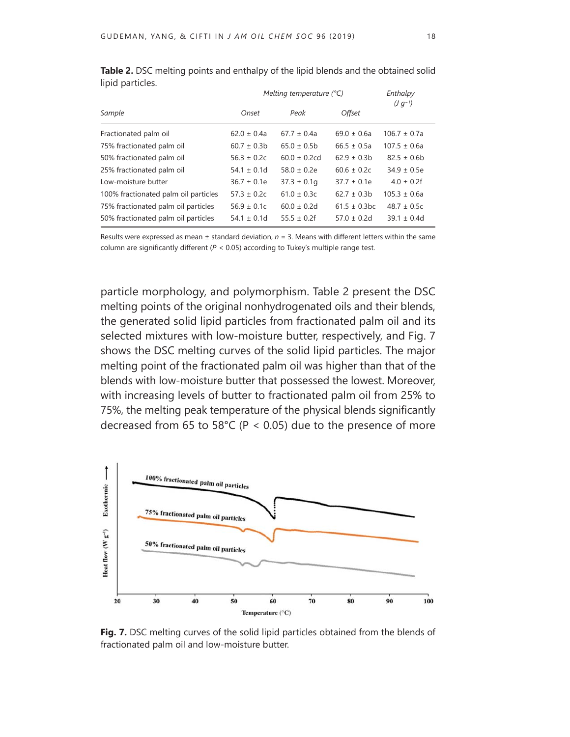**Table 2.** DSC melting points and enthalpy of the lipid blends and the obtained solid lipid particles.

| Sample | Melting temperature (°C) | | | Enthalpy ($J\ g^{-1}$) |
|---|---|---|---|---|
| | Onset | Peak | Offset | |
| Fractionated palm oil | 62.0 ± 0.4a | 67.7 ± 0.4a | 69.0 ± 0.6a | 106.7 ± 0.7a |
| 75% fractionated palm oil | 60.7 ± 0.3b | 65.0 ± 0.5b | 66.5 ± 0.5a | 107.5 ± 0.6a |
| 50% fractionated palm oil | 56.3 ± 0.2c | 60.0 ± 0.2cd | 62.9 ± 0.3b | 82.5 ± 0.6b |
| 25% fractionated palm oil | 54.1 ± 0.1d | 58.0 ± 0.2e | 60.6 ± 0.2c | 34.9 ± 0.5e |
| Low-moisture butter | 36.7 ± 0.1e | 37.3 ± 0.1g | 37.7 ± 0.1e | 4.0 ± 0.2f |
| 100% fractionated palm oil particles | 57.3 ± 0.2c | 61.0 ± 0.3c | 62.7 ± 0.3b | 105.3 ± 0.6a |
| 75% fractionated palm oil particles | 56.9 ± 0.1c | 60.0 ± 0.2d | 61.5 ± 0.3bc | 48.7 ± 0.5c |
| 50% fractionated palm oil particles | 54.1 ± 0.1d | 55.5 ± 0.2f | 57.0 ± 0.2d | 39.1 ± 0.4d |

Results were expressed as mean ± standard deviation, $n = 3$. Means with different letters within the same column are significantly different ($P < 0.05$) according to Tukey's multiple range test.

particle morphology, and polymorphism. Table 2 present the DSC melting points of the original nonhydrogenated oils and their blends, the generated solid lipid particles from fractionated palm oil and its selected mixtures with low-moisture butter, respectively, and Fig. 7 shows the DSC melting curves of the solid lipid particles. The major melting point of the fractionated palm oil was higher than that of the blends with low-moisture butter that possessed the lowest. Moreover, with increasing levels of butter to fractionated palm oil from 25% to 75%, the melting peak temperature of the physical blends significantly decreased from 65 to 58°C ($P < 0.05$) due to the presence of more

**Fig. 7.** DSC melting curves of the solid lipid particles obtained from the blends of fractionated palm oil and low-moisture butter.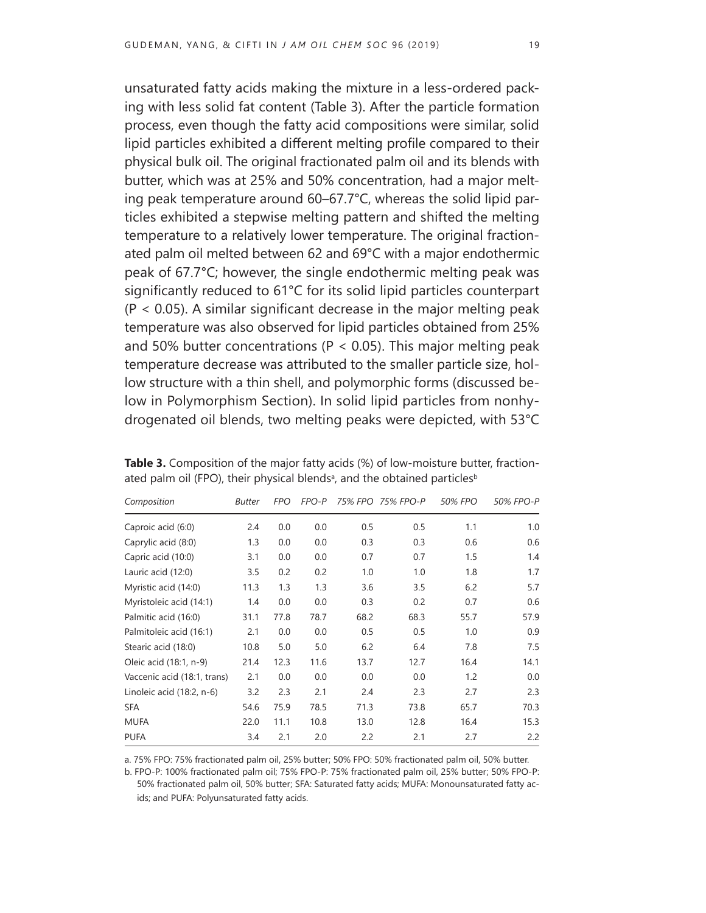unsaturated fatty acids making the mixture in a less-ordered packing with less solid fat content (Table 3). After the particle formation process, even though the fatty acid compositions were similar, solid lipid particles exhibited a different melting profile compared to their physical bulk oil. The original fractionated palm oil and its blends with butter, which was at 25% and 50% concentration, had a major melting peak temperature around 60–67.7°C, whereas the solid lipid particles exhibited a stepwise melting pattern and shifted the melting temperature to a relatively lower temperature. The original fractionated palm oil melted between 62 and 69°C with a major endothermic peak of 67.7°C; however, the single endothermic melting peak was significantly reduced to 61°C for its solid lipid particles counterpart ($P < 0.05$). A similar significant decrease in the major melting peak temperature was also observed for lipid particles obtained from 25% and 50% butter concentrations ($P < 0.05$). This major melting peak temperature decrease was attributed to the smaller particle size, hollow structure with a thin shell, and polymorphic forms (discussed below in Polymorphism Section). In solid lipid particles from nonhydrogenated oil blends, two melting peaks were depicted, with 53°C

**Table 3.** Composition of the major fatty acids (%) of low-moisture butter, fractionated palm oil (FPO), their physical blends[a], and the obtained particles[b]

| *Composition* | *Butter* | *FPO* | *FPO-P* | *75% FPO* | *75% FPO-P* | *50% FPO* | *50% FPO-P* |
|---|---|---|---|---|---|---|---|
| Caproic acid (6:0) | 2.4 | 0.0 | 0.0 | 0.5 | 0.5 | 1.1 | 1.0 |
| Caprylic acid (8:0) | 1.3 | 0.0 | 0.0 | 0.3 | 0.3 | 0.6 | 0.6 |
| Capric acid (10:0) | 3.1 | 0.0 | 0.0 | 0.7 | 0.7 | 1.5 | 1.4 |
| Lauric acid (12:0) | 3.5 | 0.2 | 0.2 | 1.0 | 1.0 | 1.8 | 1.7 |
| Myristic acid (14:0) | 11.3 | 1.3 | 1.3 | 3.6 | 3.5 | 6.2 | 5.7 |
| Myristoleic acid (14:1) | 1.4 | 0.0 | 0.0 | 0.3 | 0.2 | 0.7 | 0.6 |
| Palmitic acid (16:0) | 31.1 | 77.8 | 78.7 | 68.2 | 68.3 | 55.7 | 57.9 |
| Palmitoleic acid (16:1) | 2.1 | 0.0 | 0.0 | 0.5 | 0.5 | 1.0 | 0.9 |
| Stearic acid (18:0) | 10.8 | 5.0 | 5.0 | 6.2 | 6.4 | 7.8 | 7.5 |
| Oleic acid (18:1, n-9) | 21.4 | 12.3 | 11.6 | 13.7 | 12.7 | 16.4 | 14.1 |
| Vaccenic acid (18:1, trans) | 2.1 | 0.0 | 0.0 | 0.0 | 0.0 | 1.2 | 0.0 |
| Linoleic acid (18:2, n-6) | 3.2 | 2.3 | 2.1 | 2.4 | 2.3 | 2.7 | 2.3 |
| SFA | 54.6 | 75.9 | 78.5 | 71.3 | 73.8 | 65.7 | 70.3 |
| MUFA | 22.0 | 11.1 | 10.8 | 13.0 | 12.8 | 16.4 | 15.3 |
| PUFA | 3.4 | 2.1 | 2.0 | 2.2 | 2.1 | 2.7 | 2.2 |

a. 75% FPO: 75% fractionated palm oil, 25% butter; 50% FPO: 50% fractionated palm oil, 50% butter.

b. FPO-P: 100% fractionated palm oil; 75% FPO-P: 75% fractionated palm oil, 25% butter; 50% FPO-P: 50% fractionated palm oil, 50% butter; SFA: Saturated fatty acids; MUFA: Monounsaturated fatty acids; and PUFA: Polyunsaturated fatty acids.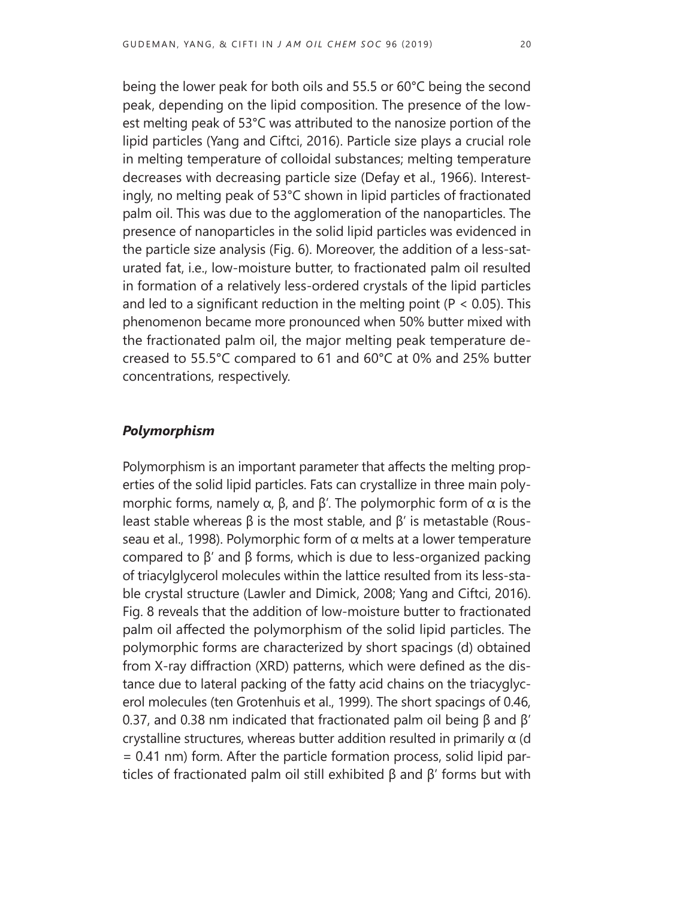being the lower peak for both oils and 55.5 or 60°C being the second peak, depending on the lipid composition. The presence of the lowest melting peak of 53°C was attributed to the nanosize portion of the lipid particles (Yang and Ciftci, 2016). Particle size plays a crucial role in melting temperature of colloidal substances; melting temperature decreases with decreasing particle size (Defay et al., 1966). Interestingly, no melting peak of 53°C shown in lipid particles of fractionated palm oil. This was due to the agglomeration of the nanoparticles. The presence of nanoparticles in the solid lipid particles was evidenced in the particle size analysis (Fig. 6). Moreover, the addition of a less-saturated fat, i.e., low-moisture butter, to fractionated palm oil resulted in formation of a relatively less-ordered crystals of the lipid particles and led to a significant reduction in the melting point ($P < 0.05$). This phenomenon became more pronounced when 50% butter mixed with the fractionated palm oil, the major melting peak temperature decreased to 55.5°C compared to 61 and 60°C at 0% and 25% butter concentrations, respectively.

### *Polymorphism*

Polymorphism is an important parameter that affects the melting properties of the solid lipid particles. Fats can crystallize in three main polymorphic forms, namely α, β, and β′. The polymorphic form of α is the least stable whereas β is the most stable, and β′ is metastable (Rousseau et al., 1998). Polymorphic form of α melts at a lower temperature compared to β′ and β forms, which is due to less-organized packing of triacylglycerol molecules within the lattice resulted from its less-stable crystal structure (Lawler and Dimick, 2008; Yang and Ciftci, 2016). Fig. 8 reveals that the addition of low-moisture butter to fractionated palm oil affected the polymorphism of the solid lipid particles. The polymorphic forms are characterized by short spacings (d) obtained from X-ray diffraction (XRD) patterns, which were defined as the distance due to lateral packing of the fatty acid chains on the triacylglycerol molecules (ten Grotenhuis et al., 1999). The short spacings of 0.46, 0.37, and 0.38 nm indicated that fractionated palm oil being β and β′ crystalline structures, whereas butter addition resulted in primarily α ($d = 0.41$ nm) form. After the particle formation process, solid lipid particles of fractionated palm oil still exhibited β and β′ forms but with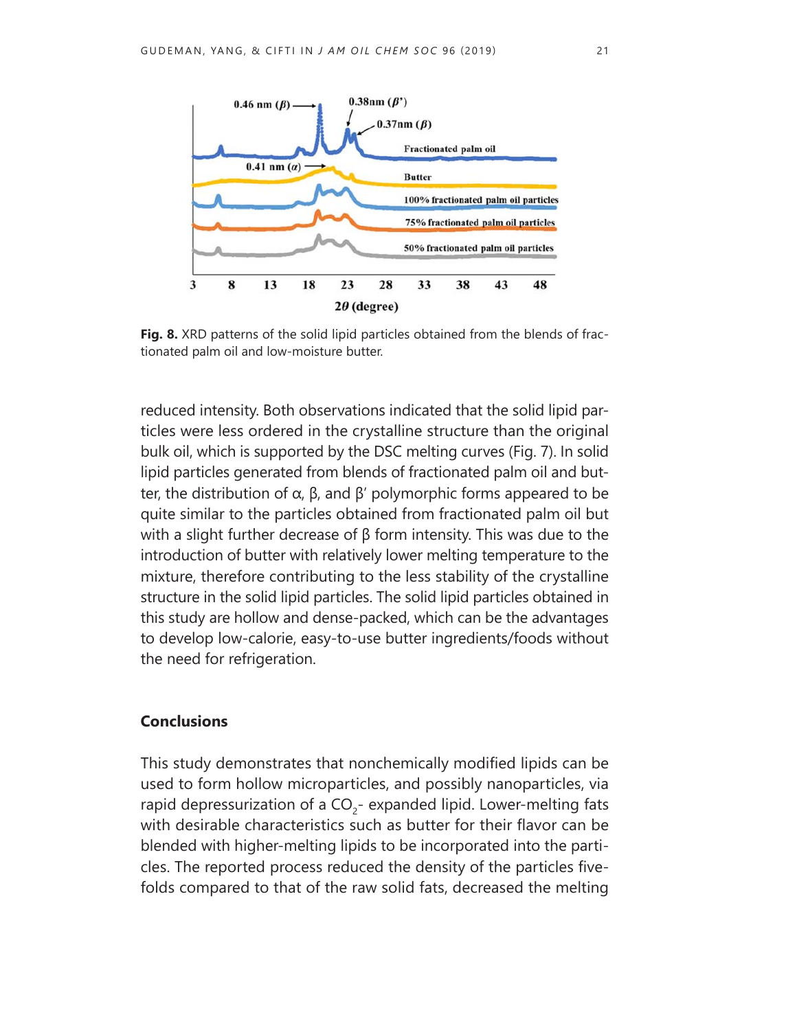**Fig. 8.** XRD patterns of the solid lipid particles obtained from the blends of fractionated palm oil and low-moisture butter.

reduced intensity. Both observations indicated that the solid lipid particles were less ordered in the crystalline structure than the original bulk oil, which is supported by the DSC melting curves (Fig. 7). In solid lipid particles generated from blends of fractionated palm oil and butter, the distribution of α, β, and β′ polymorphic forms appeared to be quite similar to the particles obtained from fractionated palm oil but with a slight further decrease of β form intensity. This was due to the introduction of butter with relatively lower melting temperature to the mixture, therefore contributing to the less stability of the crystalline structure in the solid lipid particles. The solid lipid particles obtained in this study are hollow and dense-packed, which can be the advantages to develop low-calorie, easy-to-use butter ingredients/foods without the need for refrigeration.

## Conclusions

This study demonstrates that nonchemically modified lipids can be used to form hollow microparticles, and possibly nanoparticles, via rapid depressurization of a $CO_2$- expanded lipid. Lower-melting fats with desirable characteristics such as butter for their flavor can be blended with higher-melting lipids to be incorporated into the particles. The reported process reduced the density of the particles five-folds compared to that of the raw solid fats, decreased the melting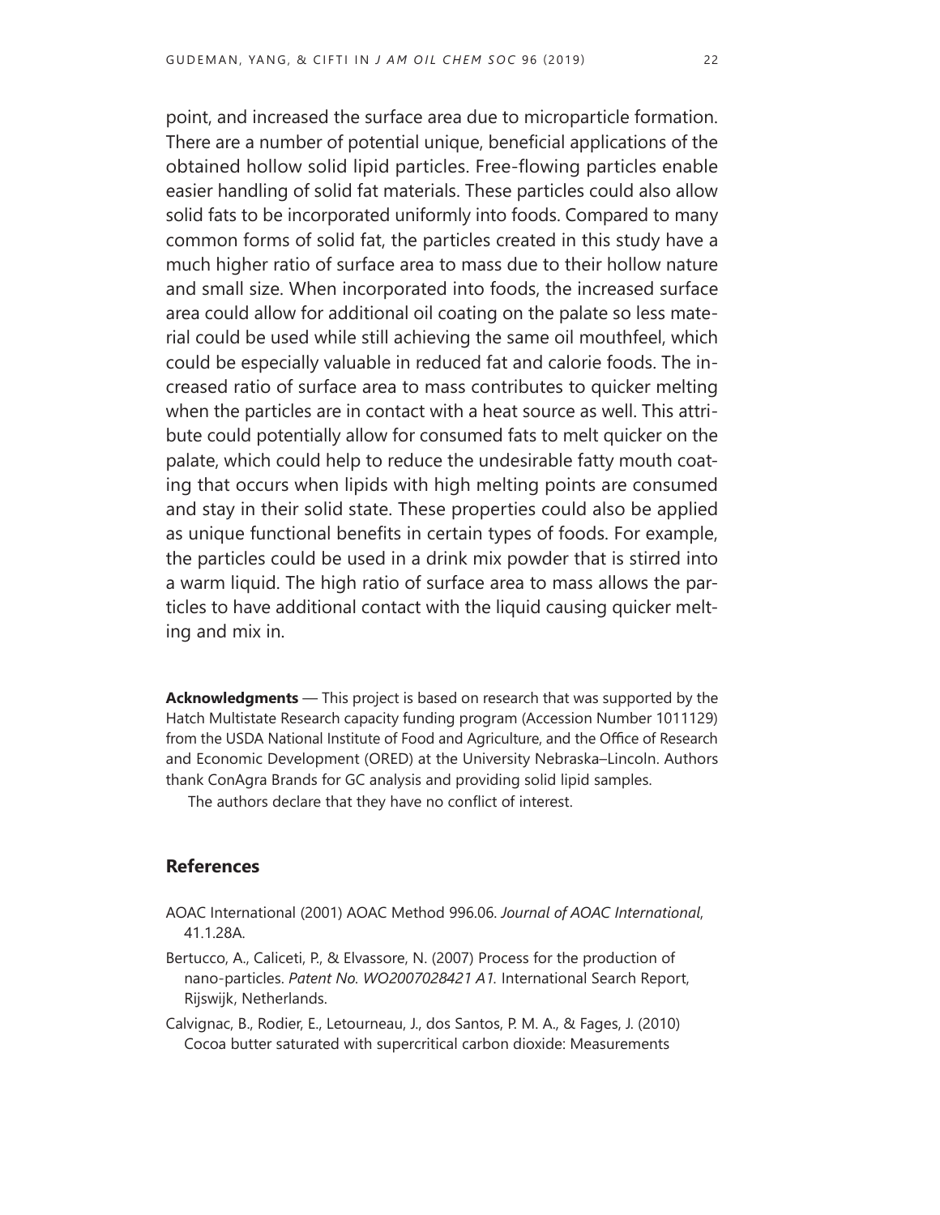point, and increased the surface area due to microparticle formation. There are a number of potential unique, beneficial applications of the obtained hollow solid lipid particles. Free-flowing particles enable easier handling of solid fat materials. These particles could also allow solid fats to be incorporated uniformly into foods. Compared to many common forms of solid fat, the particles created in this study have a much higher ratio of surface area to mass due to their hollow nature and small size. When incorporated into foods, the increased surface area could allow for additional oil coating on the palate so less material could be used while still achieving the same oil mouthfeel, which could be especially valuable in reduced fat and calorie foods. The increased ratio of surface area to mass contributes to quicker melting when the particles are in contact with a heat source as well. This attribute could potentially allow for consumed fats to melt quicker on the palate, which could help to reduce the undesirable fatty mouth coating that occurs when lipids with high melting points are consumed and stay in their solid state. These properties could also be applied as unique functional benefits in certain types of foods. For example, the particles could be used in a drink mix powder that is stirred into a warm liquid. The high ratio of surface area to mass allows the particles to have additional contact with the liquid causing quicker melting and mix in.

**Acknowledgments** — This project is based on research that was supported by the Hatch Multistate Research capacity funding program (Accession Number 1011129) from the USDA National Institute of Food and Agriculture, and the Office of Research and Economic Development (ORED) at the University Nebraska–Lincoln. Authors thank ConAgra Brands for GC analysis and providing solid lipid samples.

The authors declare that they have no conflict of interest.

## References

AOAC International (2001) AOAC Method 996.06. *Journal of AOAC International*, 41.1.28A.

Bertucco, A., Caliceti, P., & Elvassore, N. (2007) Process for the production of nano-particles. *Patent No. WO2007028421 A1.* International Search Report, Rijswijk, Netherlands.

Calvignac, B., Rodier, E., Letourneau, J., dos Santos, P. M. A., & Fages, J. (2010) Cocoa butter saturated with supercritical carbon dioxide: Measurements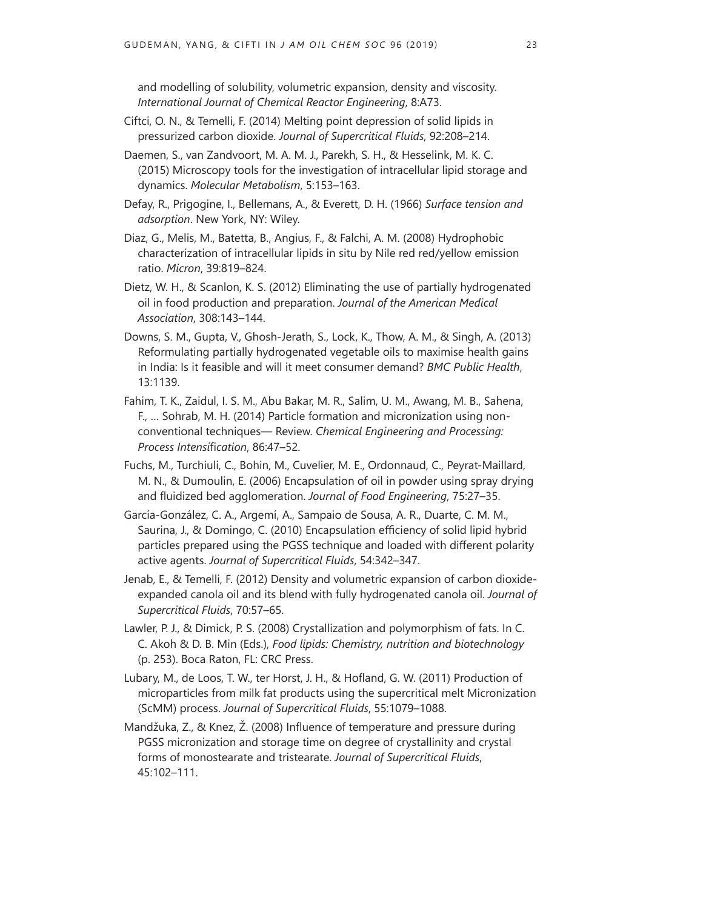and modelling of solubility, volumetric expansion, density and viscosity. *International Journal of Chemical Reactor Engineering*, 8:A73.

Ciftci, O. N., & Temelli, F. (2014) Melting point depression of solid lipids in pressurized carbon dioxide. *Journal of Supercritical Fluids*, 92:208–214.

Daemen, S., van Zandvoort, M. A. M. J., Parekh, S. H., & Hesselink, M. K. C. (2015) Microscopy tools for the investigation of intracellular lipid storage and dynamics. *Molecular Metabolism*, 5:153–163.

Defay, R., Prigogine, I., Bellemans, A., & Everett, D. H. (1966) *Surface tension and adsorption*. New York, NY: Wiley.

Diaz, G., Melis, M., Batetta, B., Angius, F., & Falchi, A. M. (2008) Hydrophobic characterization of intracellular lipids in situ by Nile red red/yellow emission ratio. *Micron*, 39:819–824.

Dietz, W. H., & Scanlon, K. S. (2012) Eliminating the use of partially hydrogenated oil in food production and preparation. *Journal of the American Medical Association*, 308:143–144.

Downs, S. M., Gupta, V., Ghosh-Jerath, S., Lock, K., Thow, A. M., & Singh, A. (2013) Reformulating partially hydrogenated vegetable oils to maximise health gains in India: Is it feasible and will it meet consumer demand? *BMC Public Health*, 13:1139.

Fahim, T. K., Zaidul, I. S. M., Abu Bakar, M. R., Salim, U. M., Awang, M. B., Sahena, F., … Sohrab, M. H. (2014) Particle formation and micronization using non-conventional techniques— Review. *Chemical Engineering and Processing: Process Intensification*, 86:47–52.

Fuchs, M., Turchiuli, C., Bohin, M., Cuvelier, M. E., Ordonnaud, C., Peyrat-Maillard, M. N., & Dumoulin, E. (2006) Encapsulation of oil in powder using spray drying and fluidized bed agglomeration. *Journal of Food Engineering*, 75:27–35.

García-González, C. A., Argemí, A., Sampaio de Sousa, A. R., Duarte, C. M. M., Saurina, J., & Domingo, C. (2010) Encapsulation efficiency of solid lipid hybrid particles prepared using the PGSS technique and loaded with different polarity active agents. *Journal of Supercritical Fluids*, 54:342–347.

Jenab, E., & Temelli, F. (2012) Density and volumetric expansion of carbon dioxide-expanded canola oil and its blend with fully hydrogenated canola oil. *Journal of Supercritical Fluids*, 70:57–65.

Lawler, P. J., & Dimick, P. S. (2008) Crystallization and polymorphism of fats. In C. C. Akoh & D. B. Min (Eds.), *Food lipids: Chemistry, nutrition and biotechnology* (p. 253). Boca Raton, FL: CRC Press.

Lubary, M., de Loos, T. W., ter Horst, J. H., & Hofland, G. W. (2011) Production of microparticles from milk fat products using the supercritical melt Micronization (ScMM) process. *Journal of Supercritical Fluids*, 55:1079–1088.

Mandžuka, Z., & Knez, Ž. (2008) Influence of temperature and pressure during PGSS micronization and storage time on degree of crystallinity and crystal forms of monostearate and tristearate. *Journal of Supercritical Fluids*, 45:102–111.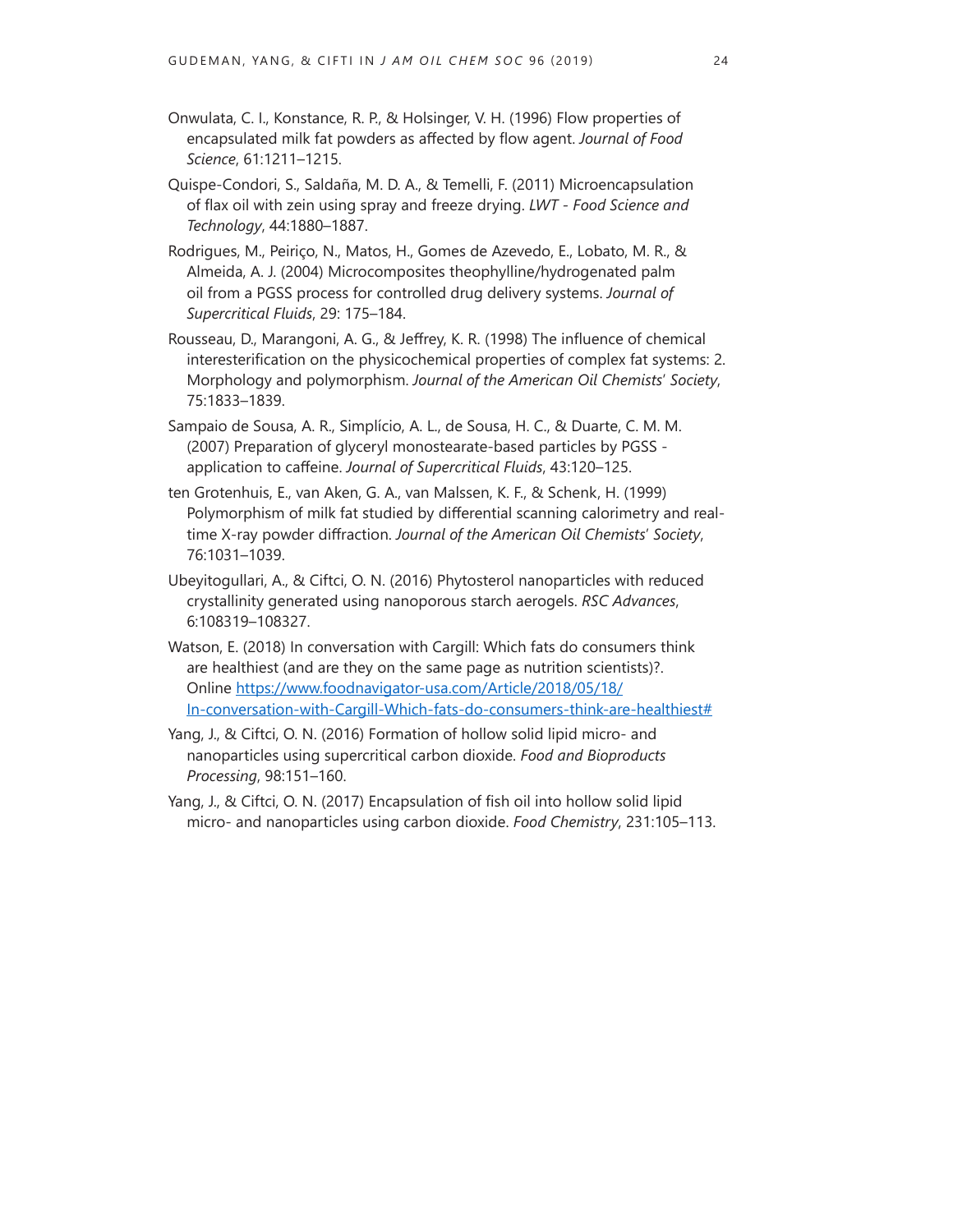Onwulata, C. I., Konstance, R. P., & Holsinger, V. H. (1996) Flow properties of encapsulated milk fat powders as affected by flow agent. *Journal of Food Science*, 61:1211–1215.

Quispe-Condori, S., Saldaña, M. D. A., & Temelli, F. (2011) Microencapsulation of flax oil with zein using spray and freeze drying. *LWT - Food Science and Technology*, 44:1880–1887.

Rodrigues, M., Peiriço, N., Matos, H., Gomes de Azevedo, E., Lobato, M. R., & Almeida, A. J. (2004) Microcomposites theophylline/hydrogenated palm oil from a PGSS process for controlled drug delivery systems. *Journal of Supercritical Fluids*, 29: 175–184.

Rousseau, D., Marangoni, A. G., & Jeffrey, K. R. (1998) The influence of chemical interesterification on the physicochemical properties of complex fat systems: 2. Morphology and polymorphism. *Journal of the American Oil Chemists' Society*, 75:1833–1839.

Sampaio de Sousa, A. R., Simplício, A. L., de Sousa, H. C., & Duarte, C. M. M. (2007) Preparation of glyceryl monostearate-based particles by PGSS - application to caffeine. *Journal of Supercritical Fluids*, 43:120–125.

ten Grotenhuis, E., van Aken, G. A., van Malssen, K. F., & Schenk, H. (1999) Polymorphism of milk fat studied by differential scanning calorimetry and real-time X-ray powder diffraction. *Journal of the American Oil Chemists' Society*, 76:1031–1039.

Ubeyitogullari, A., & Ciftci, O. N. (2016) Phytosterol nanoparticles with reduced crystallinity generated using nanoporous starch aerogels. *RSC Advances*, 6:108319–108327.

Watson, E. (2018) In conversation with Cargill: Which fats do consumers think are healthiest (and are they on the same page as nutrition scientists)?. Online https://www.foodnavigator-usa.com/Article/2018/05/18/In-conversation-with-Cargill-Which-fats-do-consumers-think-are-healthiest#

Yang, J., & Ciftci, O. N. (2016) Formation of hollow solid lipid micro- and nanoparticles using supercritical carbon dioxide. *Food and Bioproducts Processing*, 98:151–160.

Yang, J., & Ciftci, O. N. (2017) Encapsulation of fish oil into hollow solid lipid micro- and nanoparticles using carbon dioxide. *Food Chemistry*, 231:105–113.